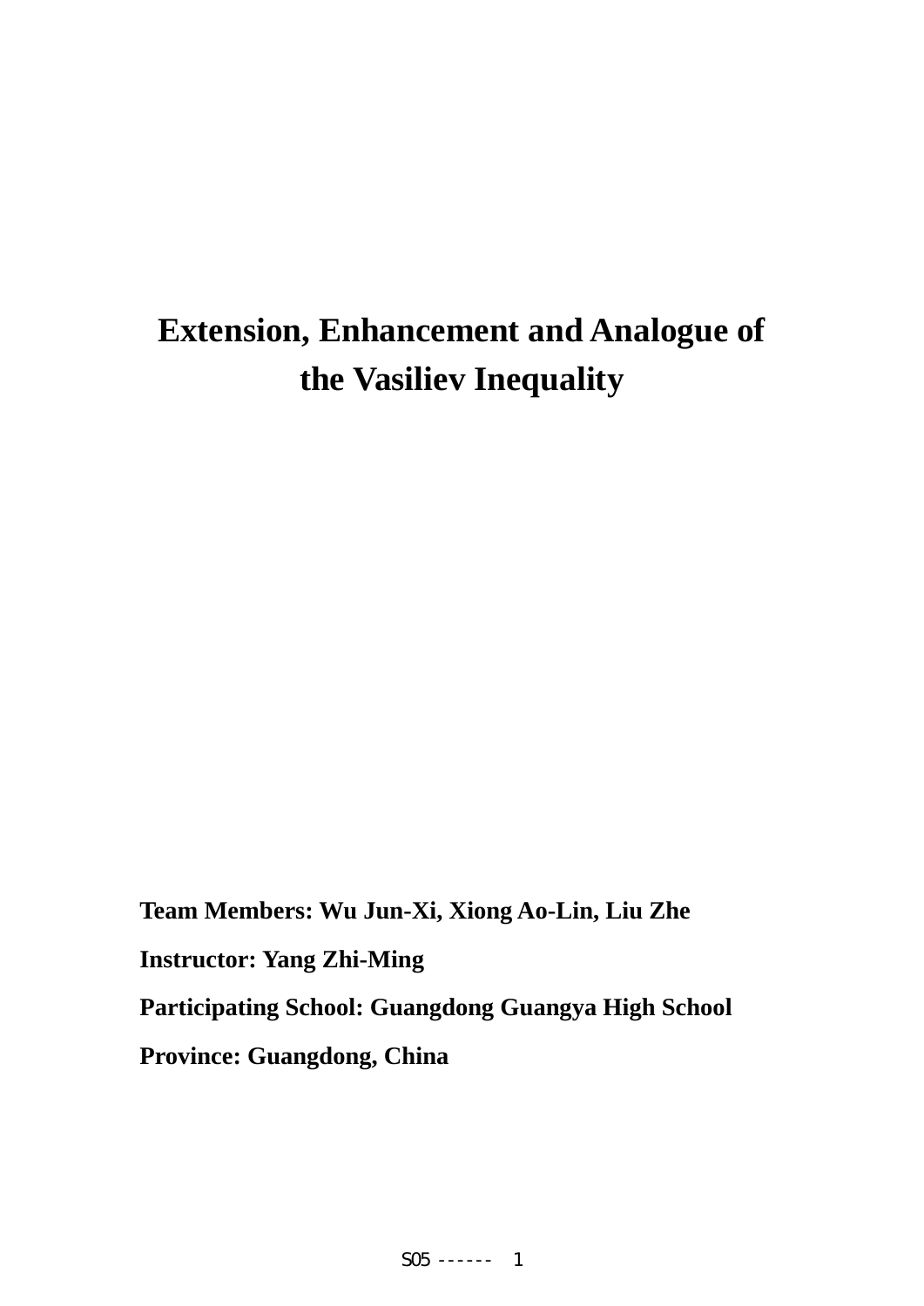# Extension, Enhancement and Analogue of the Vasiliev Inequality

**Team Members: Wu Jun-Xi, Xiong Ao-Lin, Liu Zhe**

**Instructor: Yang Zhi-Ming**

**Participating School: Guangdong Guangya High School**

**Province: Guangdong, China**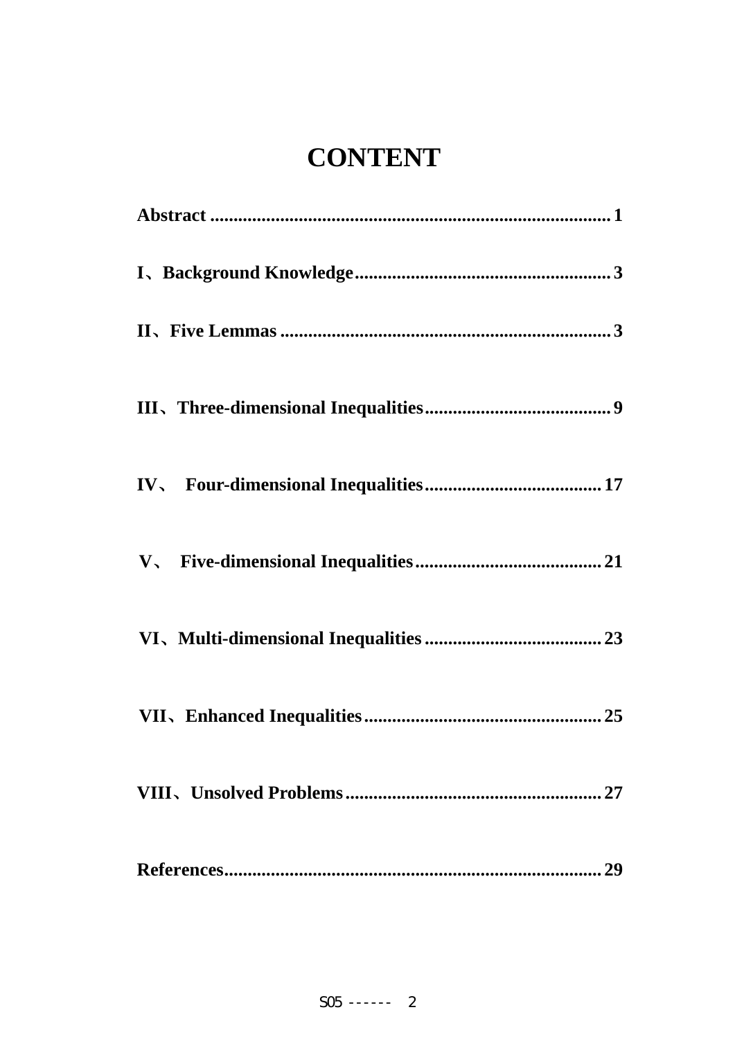# CONTENT

**Abstract** ..................................................................................... 1

**I、Background Knowledge** ....................................................... 3

**II、Five Lemmas** ....................................................................... 3

**III、Three-dimensional Inequalities** ........................................ 9

**IV、 Four-dimensional Inequalities** ...................................... 17

**V、 Five-dimensional Inequalities** ........................................ 21

**VI、Multi-dimensional Inequalities** ...................................... 23

**VII、Enhanced Inequalities** ................................................... 25

**VIII、Unsolved Problems** ....................................................... 27

**References** ................................................................................. 29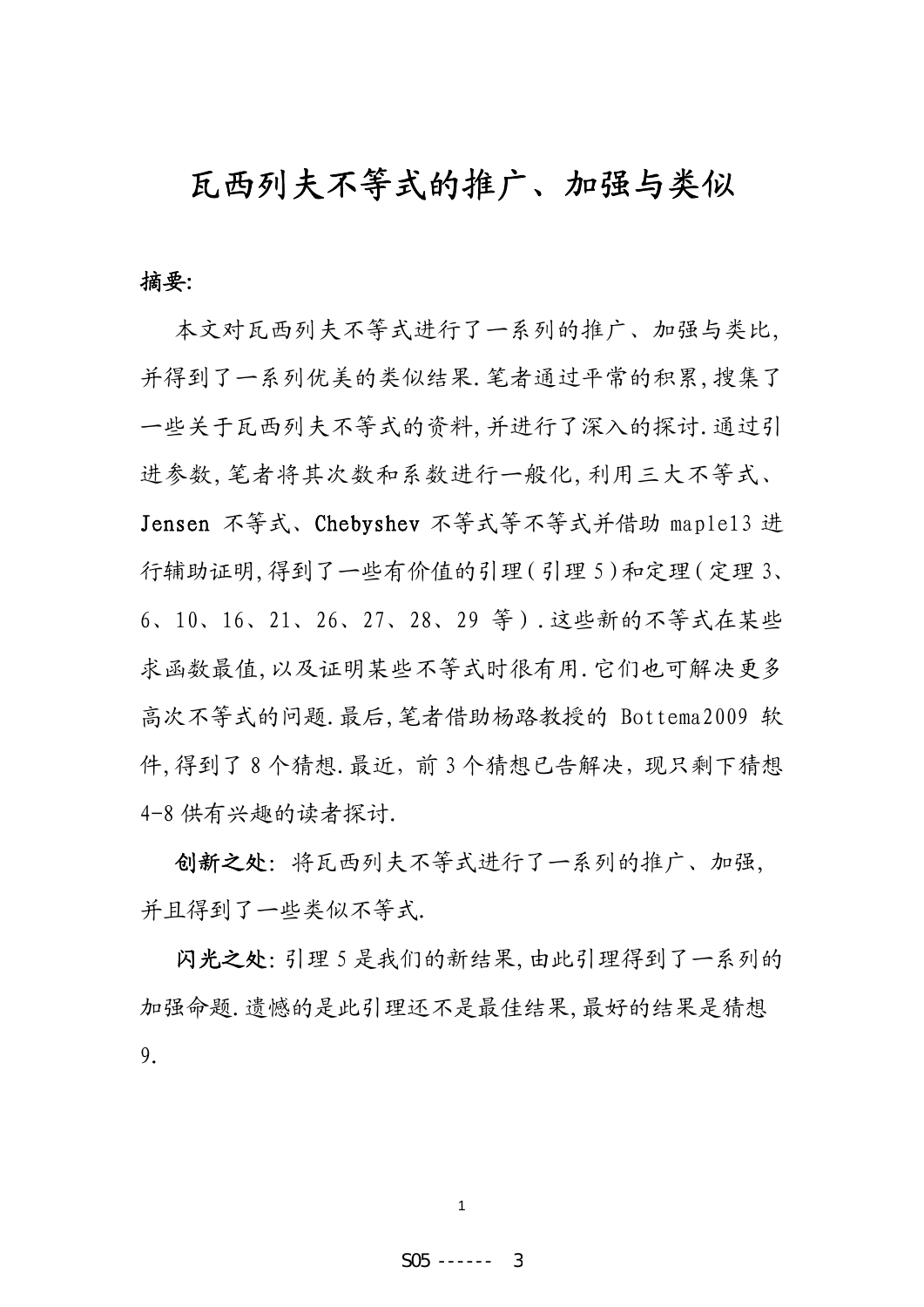# 瓦西列夫不等式的推广、加强与类似

**摘要:**

本文对瓦西列夫不等式进行了一系列的推广、加强与类比,并得到了一系列优美的类似结果.笔者通过平常的积累,搜集了一些关于瓦西列夫不等式的资料,并进行了深入的探讨.通过引进参数,笔者将其次数和系数进行一般化,利用三大不等式、**Jensen** 不等式、**Chebyshev** 不等式等不等式并借助 maple13 进行辅助证明,得到了一些有价值的引理(引理 5)和定理(定理 3、6、10、16、21、26、27、28、29 等).这些新的不等式在某些求函数最值,以及证明某些不等式时很有用.它们也可解决更多高次不等式的问题.最后,笔者借助杨路教授的 Bottema2009 软件,得到了 8 个猜想.最近，前 3 个猜想已告解决，现只剩下猜想 4-8 供有兴趣的读者探讨.

**创新之处**: 将瓦西列夫不等式进行了一系列的推广、加强,并且得到了一些类似不等式.

**闪光之处**: 引理 5 是我们的新结果,由此引理得到了一系列的加强命题.遗憾的是此引理还不是最佳结果,最好的结果是猜想 9.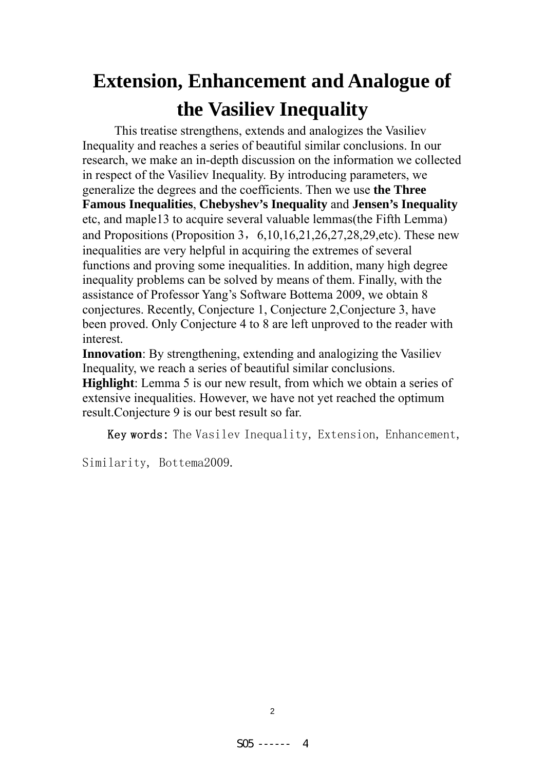# Extension, Enhancement and Analogue of the Vasiliev Inequality

This treatise strengthens, extends and analogizes the Vasiliev Inequality and reaches a series of beautiful similar conclusions. In our research, we make an in-depth discussion on the information we collected in respect of the Vasiliev Inequality. By introducing parameters, we generalize the degrees and the coefficients. Then we use **the Three Famous Inequalities**, **Chebyshev's Inequality** and **Jensen's Inequality** etc, and maple13 to acquire several valuable lemmas(the Fifth Lemma) and Propositions (Proposition 3，6,10,16,21,26,27,28,29,etc). These new inequalities are very helpful in acquiring the extremes of several functions and proving some inequalities. In addition, many high degree inequality problems can be solved by means of them. Finally, with the assistance of Professor Yang's Software Bottema 2009, we obtain 8 conjectures. Recently, Conjecture 1, Conjecture 2,Conjecture 3, have been proved. Only Conjecture 4 to 8 are left unproved to the reader with interest.

**Innovation**: By strengthening, extending and analogizing the Vasiliev Inequality, we reach a series of beautiful similar conclusions.

**Highlight**: Lemma 5 is our new result, from which we obtain a series of extensive inequalities. However, we have not yet reached the optimum result.Conjecture 9 is our best result so far.

**Key words:** The Vasilev Inequality, Extension, Enhancement, Similarity, Bottema2009.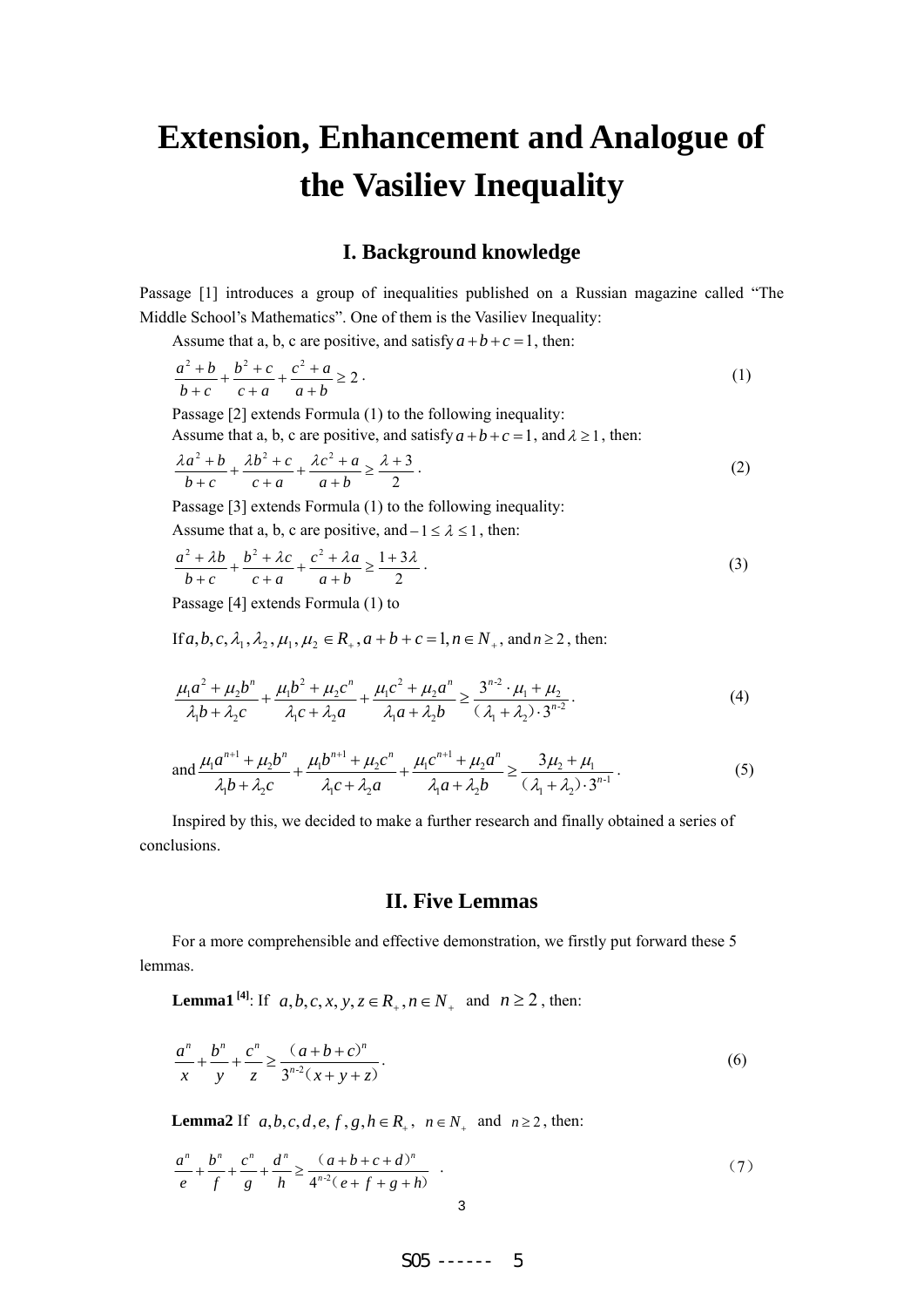# Extension, Enhancement and Analogue of the Vasiliev Inequality

## I. Background knowledge

Passage [1] introduces a group of inequalities published on a Russian magazine called "The Middle School's Mathematics". One of them is the Vasiliev Inequality:

Assume that a, b, c are positive, and satisfy $a+b+c=1$, then:

$$\frac{a^2+b}{b+c}+\frac{b^2+c}{c+a}+\frac{c^2+a}{a+b}\geq 2\,. \tag{1}$$

Passage [2] extends Formula (1) to the following inequality:

Assume that a, b, c are positive, and satisfy $a+b+c=1$, and $\lambda \geq 1$, then:

$$\frac{\lambda a^2+b}{b+c}+\frac{\lambda b^2+c}{c+a}+\frac{\lambda c^2+a}{a+b}\geq \frac{\lambda+3}{2}\,. \tag{2}$$

Passage [3] extends Formula (1) to the following inequality:

Assume that a, b, c are positive, and $-1\leq \lambda \leq 1$, then:

$$\frac{a^2+\lambda b}{b+c}+\frac{b^2+\lambda c}{c+a}+\frac{c^2+\lambda a}{a+b}\geq \frac{1+3\lambda}{2}\,. \tag{3}$$

Passage [4] extends Formula (1) to

If $a,b,c,\lambda_1,\lambda_2,\mu_1,\mu_2 \in R_+, a+b+c=1, n\in N_+$, and $n\geq 2$, then:

$$\frac{\mu_1 a^2+\mu_2 b^n}{\lambda_1 b+\lambda_2 c}+\frac{\mu_1 b^2+\mu_2 c^n}{\lambda_1 c+\lambda_2 a}+\frac{\mu_1 c^2+\mu_2 a^n}{\lambda_1 a+\lambda_2 b}\geq \frac{3^{n-2}\cdot \mu_1+\mu_2}{(\lambda_1+\lambda_2)\cdot 3^{n-2}}\,. \tag{4}$$

and
$$\frac{\mu_1 a^{n+1}+\mu_2 b^n}{\lambda_1 b+\lambda_2 c}+\frac{\mu_1 b^{n+1}+\mu_2 c^n}{\lambda_1 c+\lambda_2 a}+\frac{\mu_1 c^{n+1}+\mu_2 a^n}{\lambda_1 a+\lambda_2 b}\geq \frac{3\mu_2+\mu_1}{(\lambda_1+\lambda_2)\cdot 3^{n-1}}\,. \tag{5}$$

Inspired by this, we decided to make a further research and finally obtained a series of conclusions.

## II. Five Lemmas

For a more comprehensible and effective demonstration, we firstly put forward these 5 lemmas.

**Lemma1** [4]: If $a,b,c,x,y,z\in R_+, n\in N_+$ and $n\geq 2$, then:

$$\frac{a^n}{x}+\frac{b^n}{y}+\frac{c^n}{z}\geq \frac{(a+b+c)^n}{3^{n-2}(x+y+z)}\,. \tag{6}$$

**Lemma2** If $a,b,c,d,e,f,g,h\in R_+$, $n\in N_+$ and $n\geq 2$, then:

$$\frac{a^n}{e}+\frac{b^n}{f}+\frac{c^n}{g}+\frac{d^n}{h}\geq \frac{(a+b+c+d)^n}{4^{n-2}(e+f+g+h)}\,. \tag{7}$$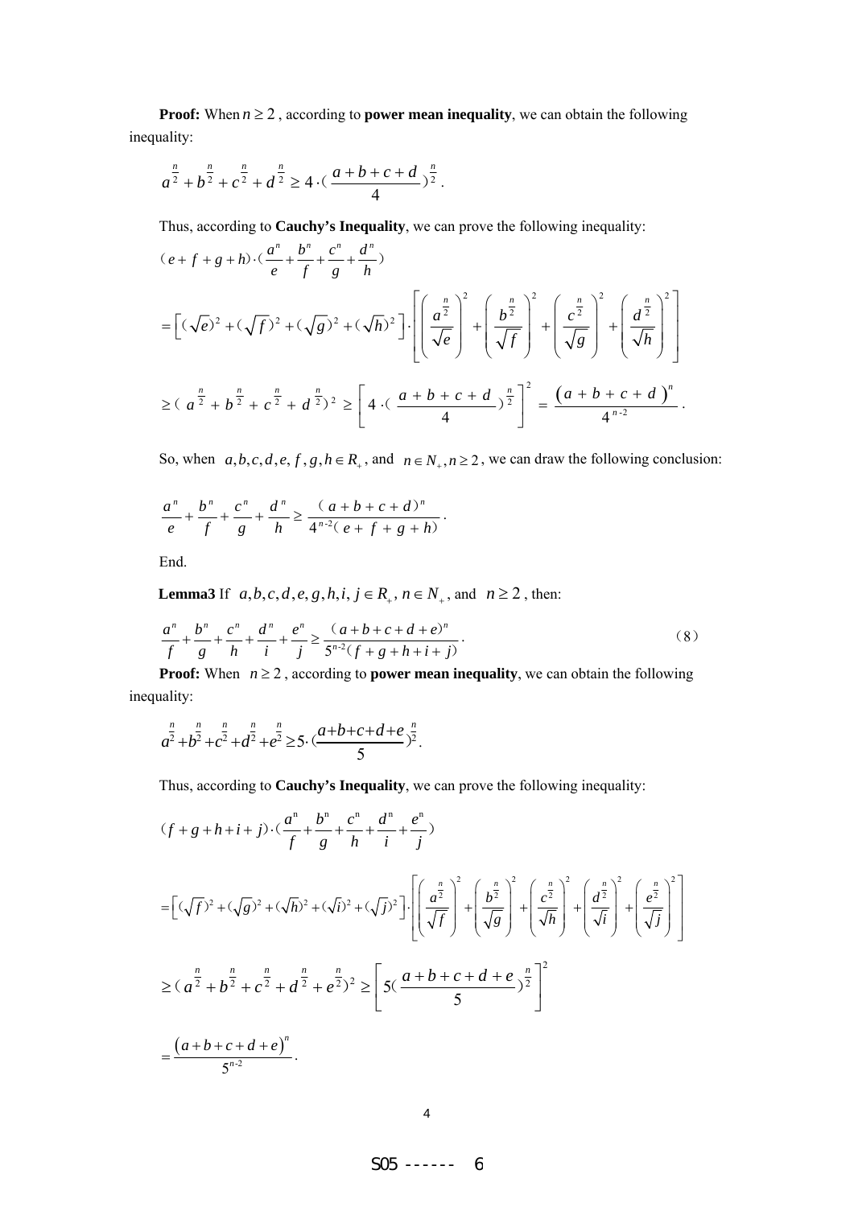**Proof:** When $n \geq 2$ , according to **power mean inequality**, we can obtain the following inequality:

$$a^{\frac{n}{2}} + b^{\frac{n}{2}} + c^{\frac{n}{2}} + d^{\frac{n}{2}} \geq 4 \cdot (\frac{a+b+c+d}{4})^{\frac{n}{2}} .$$

Thus, according to **Cauchy's Inequality**, we can prove the following inequality:

$$(e+f+g+h) \cdot (\frac{a^n}{e} + \frac{b^n}{f} + \frac{c^n}{g} + \frac{d^n}{h})$$

$$= \left[ (\sqrt{e})^2 + (\sqrt{f})^2 + (\sqrt{g})^2 + (\sqrt{h})^2 \right] \cdot \left[ \left( \frac{a^{\frac{n}{2}}}{\sqrt{e}} \right)^2 + \left( \frac{b^{\frac{n}{2}}}{\sqrt{f}} \right)^2 + \left( \frac{c^{\frac{n}{2}}}{\sqrt{g}} \right)^2 + \left( \frac{d^{\frac{n}{2}}}{\sqrt{h}} \right)^2 \right]$$

$$\geq (a^{\frac{n}{2}} + b^{\frac{n}{2}} + c^{\frac{n}{2}} + d^{\frac{n}{2}})^2 \geq \left[ 4 \cdot (\frac{a+b+c+d}{4})^{\frac{n}{2}} \right]^2 = \frac{(a+b+c+d)^n}{4^{n-2}} .$$

So, when $a,b,c,d,e,f,g,h \in R_+$, and $n \in N_+, n \geq 2$, we can draw the following conclusion:

$$\frac{a^n}{e} + \frac{b^n}{f} + \frac{c^n}{g} + \frac{d^n}{h} \geq \frac{(a+b+c+d)^n}{4^{n-2}(e+f+g+h)} .$$

End.

**Lemma3** If $a,b,c,d,e,g,h,i,j \in R_+$, $n \in N_+$, and $n \geq 2$ , then:

$$\frac{a^n}{f} + \frac{b^n}{g} + \frac{c^n}{h} + \frac{d^n}{i} + \frac{e^n}{j} \geq \frac{(a+b+c+d+e)^n}{5^{n-2}(f+g+h+i+j)} . \tag{8}$$

**Proof:** When $n \geq 2$ , according to **power mean inequality**, we can obtain the following inequality:

$$a^{\frac{n}{2}} + b^{\frac{n}{2}} + c^{\frac{n}{2}} + d^{\frac{n}{2}} + e^{\frac{n}{2}} \geq 5 \cdot (\frac{a+b+c+d+e}{5})^{\frac{n}{2}} .$$

Thus, according to **Cauchy's Inequality**, we can prove the following inequality:

$$(f+g+h+i+j) \cdot (\frac{a^n}{f} + \frac{b^n}{g} + \frac{c^n}{h} + \frac{d^n}{i} + \frac{e^n}{j})$$

$$= \left[ (\sqrt{f})^2 + (\sqrt{g})^2 + (\sqrt{h})^2 + (\sqrt{i})^2 + (\sqrt{j})^2 \right] \cdot \left[ \left( \frac{a^{\frac{n}{2}}}{\sqrt{f}} \right)^2 + \left( \frac{b^{\frac{n}{2}}}{\sqrt{g}} \right)^2 + \left( \frac{c^{\frac{n}{2}}}{\sqrt{h}} \right)^2 + \left( \frac{d^{\frac{n}{2}}}{\sqrt{i}} \right)^2 + \left( \frac{e^{\frac{n}{2}}}{\sqrt{j}} \right)^2 \right]$$

$$\geq (a^{\frac{n}{2}} + b^{\frac{n}{2}} + c^{\frac{n}{2}} + d^{\frac{n}{2}} + e^{\frac{n}{2}})^2 \geq \left[ 5(\frac{a+b+c+d+e}{5})^{\frac{n}{2}} \right]^2$$

$$= \frac{(a+b+c+d+e)^n}{5^{n-2}} .$$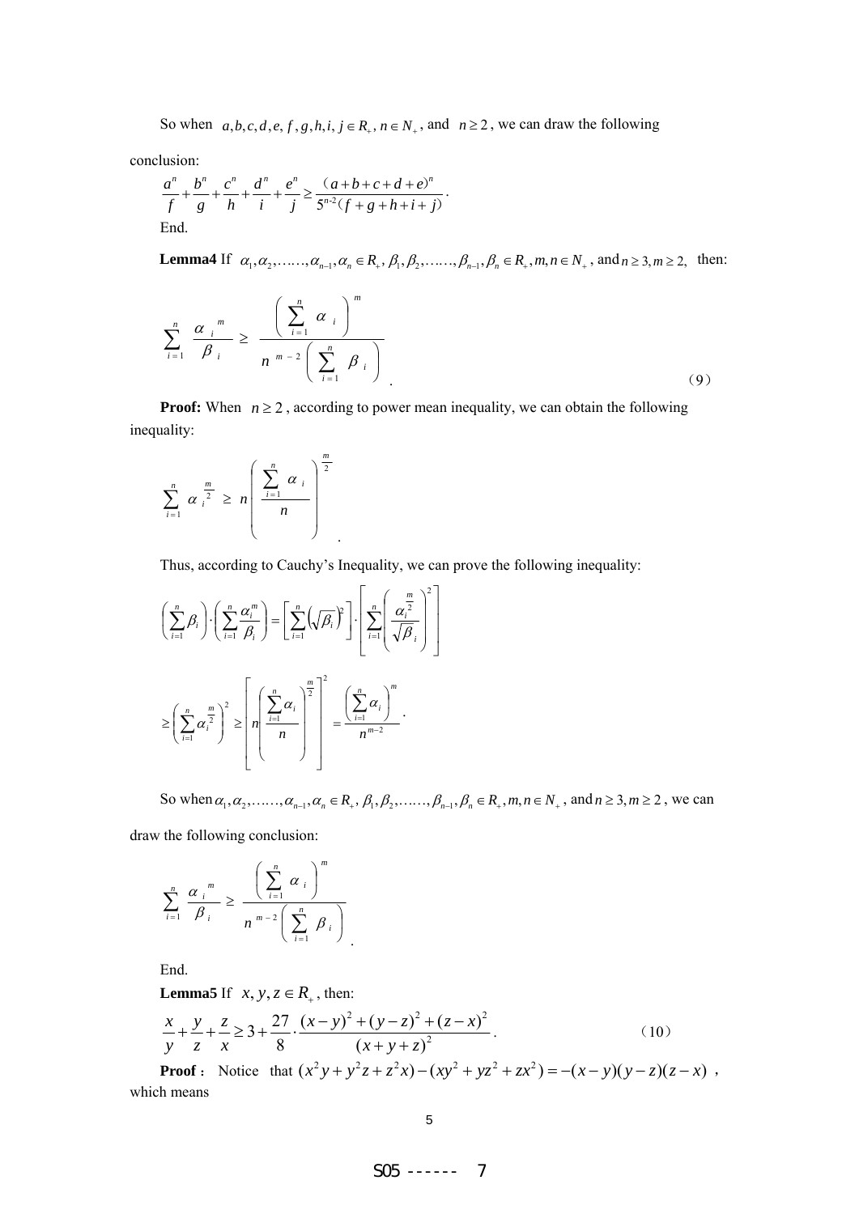So when $a,b,c,d,e,f,g,h,i,j \in R_+$, $n \in N_+$, and $n \geq 2$, we can draw the following conclusion:

$$\frac{a^n}{f}+\frac{b^n}{g}+\frac{c^n}{h}+\frac{d^n}{i}+\frac{e^n}{j} \geq \frac{(a+b+c+d+e)^n}{5^{n-2}(f+g+h+i+j)}.$$

End.

**Lemma4** If $\alpha_1,\alpha_2,\ldots\ldots,\alpha_{n-1},\alpha_n \in R_+$, $\beta_1,\beta_2,\ldots\ldots,\beta_{n-1},\beta_n \in R_+$, $m,n \in N_+$, and $n \geq 3, m \geq 2$, then:

$$\sum_{i=1}^{n} \frac{\alpha_i^{\ m}}{\beta_i} \geq \frac{\left(\sum_{i=1}^{n} \alpha_i\right)^m}{n^{m-2}\left(\sum_{i=1}^{n} \beta_i\right)}. \tag{9}$$

**Proof:** When $n \geq 2$, according to power mean inequality, we can obtain the following inequality:

$$\sum_{i=1}^{n} \alpha_i^{\frac{m}{2}} \geq n\left(\frac{\sum_{i=1}^{n} \alpha_i}{n}\right)^{\frac{m}{2}}.$$

Thus, according to Cauchy's Inequality, we can prove the following inequality:

$$\left(\sum_{i=1}^{n}\beta_i\right)\cdot\left(\sum_{i=1}^{n}\frac{\alpha_i^m}{\beta_i}\right)=\left[\sum_{i=1}^{n}\left(\sqrt{\beta_i}\right)^2\right]\cdot\left[\sum_{i=1}^{n}\left(\frac{\alpha_i^{\frac{m}{2}}}{\sqrt{\beta_i}}\right)^2\right]$$

$$\geq\left(\sum_{i=1}^{n}\alpha_i^{\frac{m}{2}}\right)^2 \geq \left[n\left(\frac{\sum_{i=1}^{n}\alpha_i}{n}\right)^{\frac{m}{2}}\right]^2 = \frac{\left(\sum_{i=1}^{n}\alpha_i\right)^m}{n^{m-2}}.$$

So when $\alpha_1,\alpha_2,\ldots\ldots,\alpha_{n-1},\alpha_n \in R_+$, $\beta_1,\beta_2,\ldots\ldots,\beta_{n-1},\beta_n \in R_+$, $m,n \in N_+$, and $n \geq 3, m \geq 2$, we can draw the following conclusion:

$$\sum_{i=1}^{n} \frac{\alpha_i^{\ m}}{\beta_i} \geq \frac{\left(\sum_{i=1}^{n} \alpha_i\right)^m}{n^{m-2}\left(\sum_{i=1}^{n} \beta_i\right)}.$$

End.

**Lemma5** If $x,y,z \in R_+$, then:

$$\frac{x}{y}+\frac{y}{z}+\frac{z}{x} \geq 3+\frac{27}{8}\cdot\frac{(x-y)^2+(y-z)^2+(z-x)^2}{(x+y+z)^2}. \tag{10}$$

**Proof**: Notice that $(x^2y+y^2z+z^2x)-(xy^2+yz^2+zx^2)=-(x-y)(y-z)(z-x)$, which means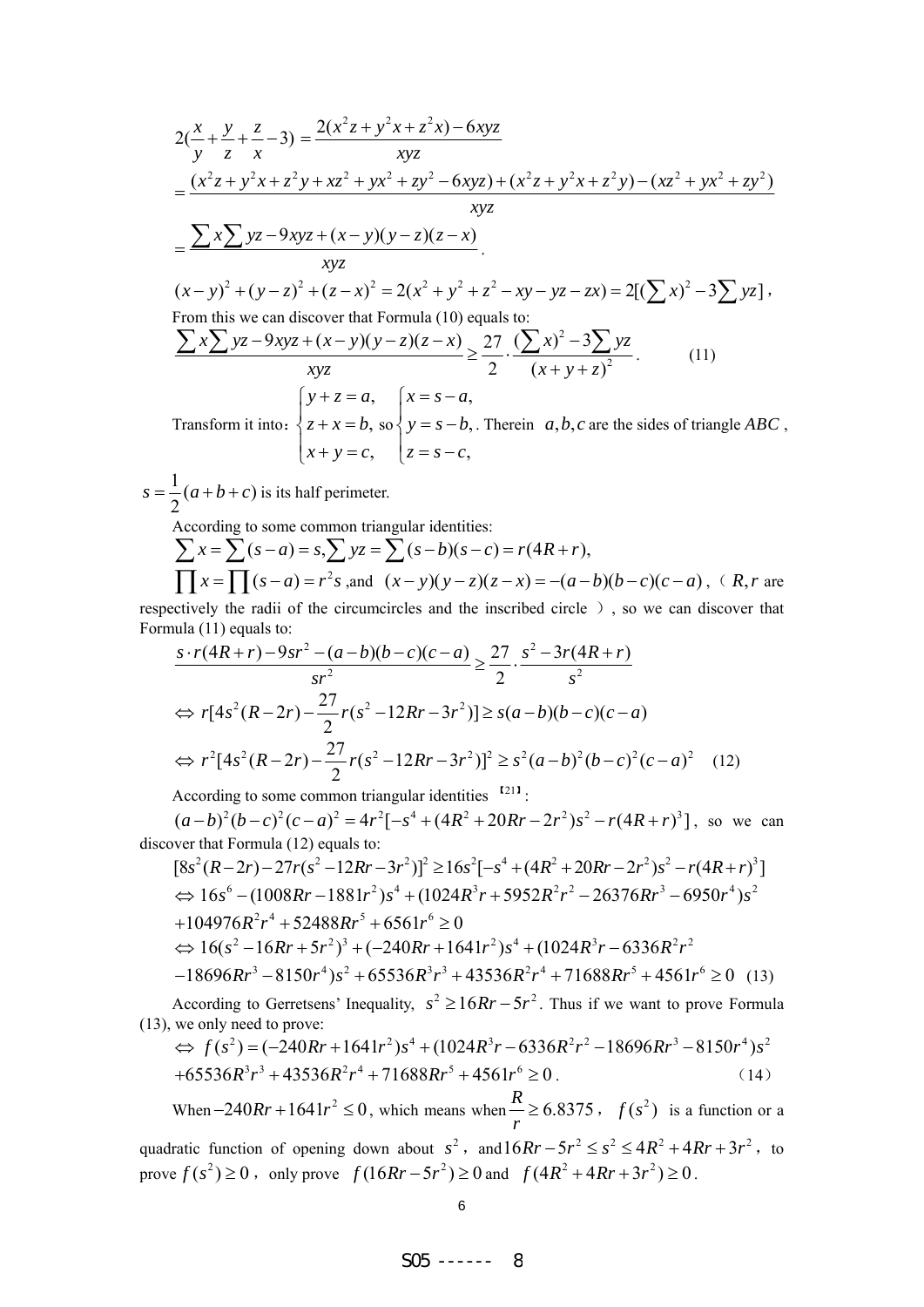$$2(\frac{x}{y}+\frac{y}{z}+\frac{z}{x}-3)=\frac{2(x^2z+y^2x+z^2x)-6xyz}{xyz}$$

$$=\frac{(x^2z+y^2x+z^2y+xz^2+yx^2+zy^2-6xyz)+(x^2z+y^2x+z^2y)-(xz^2+yx^2+zy^2)}{xyz}$$

$$=\frac{\sum x\sum yz-9xyz+(x-y)(y-z)(z-x)}{xyz}.$$

$$(x-y)^2+(y-z)^2+(z-x)^2=2(x^2+y^2+z^2-xy-yz-zx)=2[(\sum x)^2-3\sum yz],$$

From this we can discover that Formula (10) equals to:

$$\frac{\sum x\sum yz-9xyz+(x-y)(y-z)(z-x)}{xyz}\geq\frac{27}{2}\cdot\frac{(\sum x)^2-3\sum yz}{(x+y+z)^2}. \qquad (11)$$

Transform it into: $\begin{cases}y+z=a,\\ z+x=b,\\ x+y=c,\end{cases}$ so $\begin{cases}x=s-a,\\ y=s-b,\\ z=s-c,\end{cases}$. Therein $a,b,c$ are the sides of triangle $ABC$, $s=\frac{1}{2}(a+b+c)$ is its half perimeter.

According to some common triangular identities:

$\sum x=\sum(s-a)=s, \sum yz=\sum(s-b)(s-c)=r(4R+r),$

$\prod x=\prod(s-a)=r^2s$, and $(x-y)(y-z)(z-x)=-(a-b)(b-c)(c-a)$, ( $R,r$ are respectively the radii of the circumcircles and the inscribed circle ), so we can discover that Formula (11) equals to:

$$\frac{s\cdot r(4R+r)-9sr^2-(a-b)(b-c)(c-a)}{sr^2}\geq\frac{27}{2}\cdot\frac{s^2-3r(4R+r)}{s^2}$$

$$\Leftrightarrow r[4s^2(R-2r)-\frac{27}{2}r(s^2-12Rr-3r^2)]\geq s(a-b)(b-c)(c-a)$$

$$\Leftrightarrow r^2[4s^2(R-2r)-\frac{27}{2}r(s^2-12Rr-3r^2)]^2\geq s^2(a-b)^2(b-c)^2(c-a)^2 \qquad (12)$$

According to some common triangular identities [21]:

$(a-b)^2(b-c)^2(c-a)^2=4r^2[-s^4+(4R^2+20Rr-2r^2)s^2-r(4R+r)^3]$, so we can discover that Formula (12) equals to:

$$[8s^2(R-2r)-27r(s^2-12Rr-3r^2)]^2\geq 16s^2[-s^4+(4R^2+20Rr-2r^2)s^2-r(4R+r)^3]$$

$$\Leftrightarrow 16s^6-(1008Rr-1881r^2)s^4+(1024R^3r+5952R^2r^2-26376Rr^3-6950r^4)s^2$$

$$+104976R^2r^4+52488Rr^5+6561r^6\geq 0$$

$$\Leftrightarrow 16(s^2-16Rr+5r^2)^3+(-240Rr+1641r^2)s^4+(1024R^3r-6336R^2r^2$$

$$-18696Rr^3-8150r^4)s^2+65536R^3r^3+43536R^2r^4+71688Rr^5+4561r^6\geq 0 \quad (13)$$

According to Gerretsens' Inequality, $s^2\geq 16Rr-5r^2$. Thus if we want to prove Formula (13), we only need to prove:

$$\Leftrightarrow f(s^2)=(-240Rr+1641r^2)s^4+(1024R^3r-6336R^2r^2-18696Rr^3-8150r^4)s^2$$

$$+65536R^3r^3+43536R^2r^4+71688Rr^5+4561r^6\geq 0. \qquad (14)$$

When $-240Rr+1641r^2\leq 0$, which means when $\frac{R}{r}\geq 6.8375$, $f(s^2)$ is a function or a quadratic function of opening down about $s^2$, and $16Rr-5r^2\leq s^2\leq 4R^2+4Rr+3r^2$, to prove $f(s^2)\geq 0$, only prove $f(16Rr-5r^2)\geq 0$ and $f(4R^2+4Rr+3r^2)\geq 0$.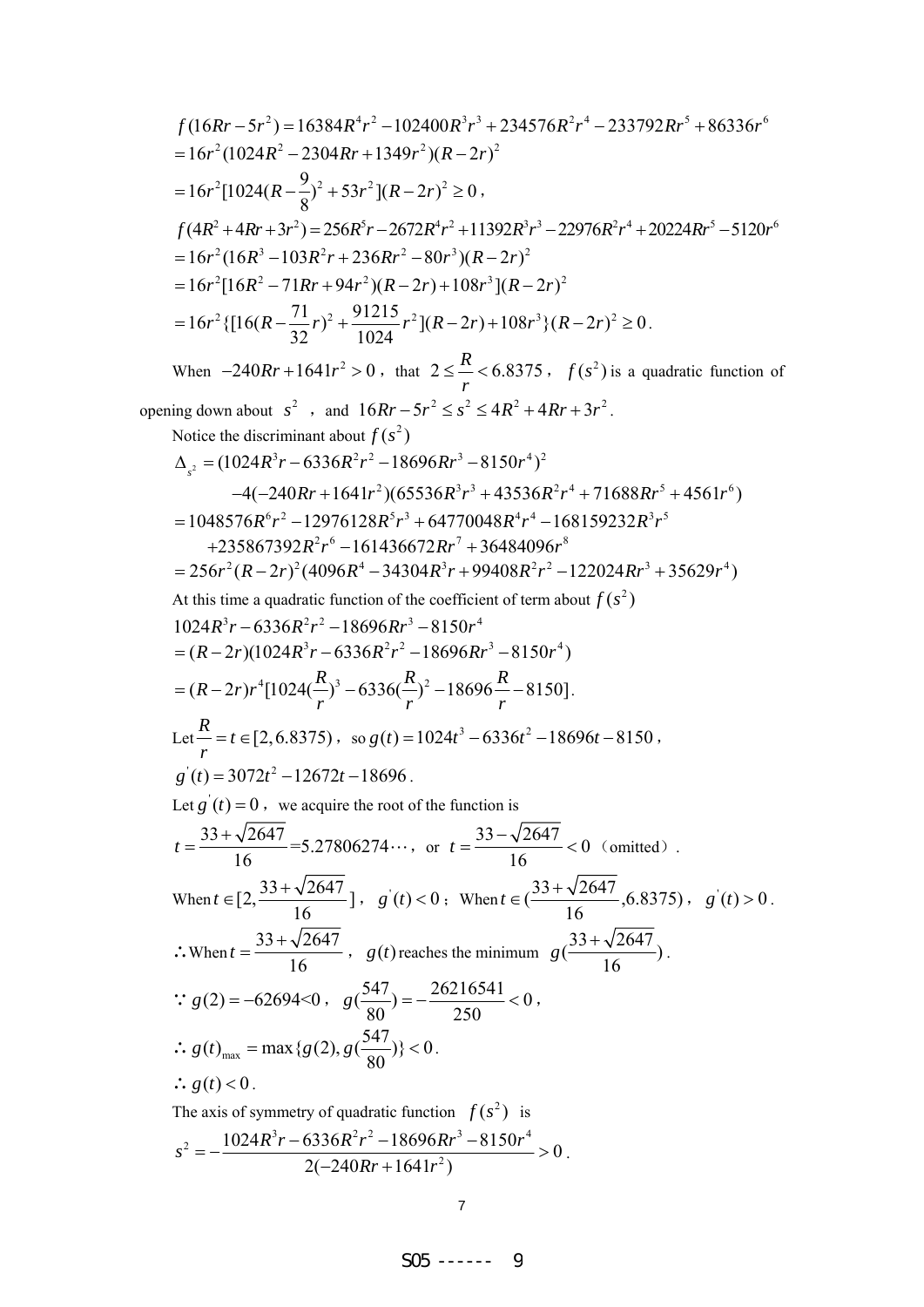$$f(16Rr-5r^2)=16384R^4r^2-102400R^3r^3+234576R^2r^4-233792Rr^5+86336r^6$$
$$=16r^2(1024R^2-2304Rr+1349r^2)(R-2r)^2$$
$$=16r^2[1024(R-\frac{9}{8})^2+53r^2](R-2r)^2\geq 0,$$
$$f(4R^2+4Rr+3r^2)=256R^5r-2672R^4r^2+11392R^3r^3-22976R^2r^4+20224Rr^5-5120r^6$$
$$=16r^2(16R^3-103R^2r+236Rr^2-80r^3)(R-2r)^2$$
$$=16r^2[16R^2-71Rr+94r^2)(R-2r)+108r^3](R-2r)^2$$
$$=16r^2\{[16(R-\frac{71}{32}r)^2+\frac{91215}{1024}r^2](R-2r)+108r^3\}(R-2r)^2\geq 0.$$

When $-240Rr+1641r^2>0$, that $2\leq\frac{R}{r}<6.8375$, $f(s^2)$ is a quadratic function of opening down about $s^2$, and $16Rr-5r^2\leq s^2\leq 4R^2+4Rr+3r^2$.

Notice the discriminant about $f(s^2)$

$$\Delta_{s^2}=(1024R^3r-6336R^2r^2-18696Rr^3-8150r^4)^2$$
$$-4(-240Rr+1641r^2)(65536R^3r^3+43536R^2r^4+71688Rr^5+4561r^6)$$
$$=1048576R^6r^2-12976128R^5r^3+64770048R^4r^4-168159232R^3r^5$$
$$+235867392R^2r^6-161436672Rr^7+36484096r^8$$
$$=256r^2(R-2r)^2(4096R^4-34304R^3r+99408R^2r^2-122024Rr^3+35629r^4)$$

At this time a quadratic function of the coefficient of term about $f(s^2)$

$$1024R^3r-6336R^2r^2-18696Rr^3-8150r^4$$
$$=(R-2r)(1024R^3r-6336R^2r^2-18696Rr^3-8150r^4)$$
$$=(R-2r)r^4[1024(\frac{R}{r})^3-6336(\frac{R}{r})^2-18696\frac{R}{r}-8150].$$

Let $\frac{R}{r}=t\in[2,6.8375)$, so $g(t)=1024t^3-6336t^2-18696t-8150$,

$g'(t)=3072t^2-12672t-18696$.

Let $g'(t)=0$, we acquire the root of the function is

$t=\frac{33+\sqrt{2647}}{16}=5.27806274\cdots$, or $t=\frac{33-\sqrt{2647}}{16}<0$ (omitted).

When $t\in[2,\frac{33+\sqrt{2647}}{16}]$, $g'(t)<0$; When $t\in(\frac{33+\sqrt{2647}}{16},6.8375)$, $g'(t)>0$.

$\therefore$ When $t=\frac{33+\sqrt{2647}}{16}$, $g(t)$ reaches the minimum $g(\frac{33+\sqrt{2647}}{16})$.

$\because$ $g(2)=-62694<0$, $g(\frac{547}{80})=-\frac{26216541}{250}<0$,

$\therefore$ $g(t)_{\max}=\max\{g(2),g(\frac{547}{80})\}<0$.

$\therefore$ $g(t)<0$.

The axis of symmetry of quadratic function $f(s^2)$ is

$$s^2=-\frac{1024R^3r-6336R^2r^2-18696Rr^3-8150r^4}{2(-240Rr+1641r^2)}>0.$$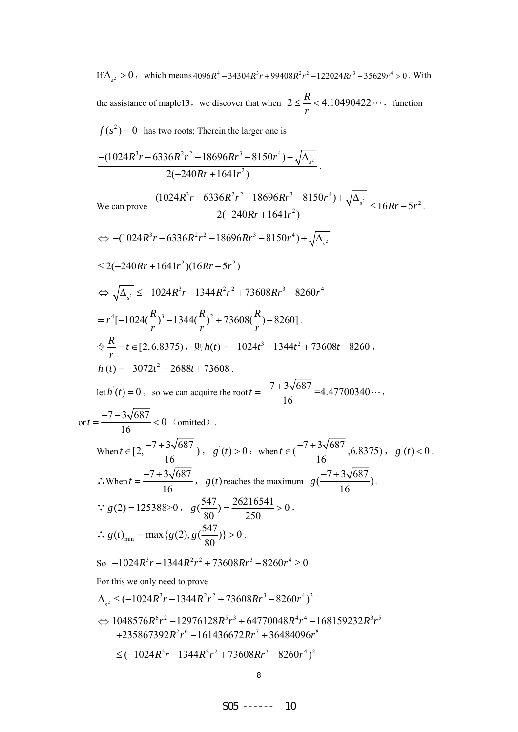If $\Delta_{s^2} > 0$, which means $4096R^4 - 34304R^3r + 99408R^2r^2 - 122024Rr^3 + 35629r^4 > 0$. With the assistance of maple13, we discover that when $2 \le \frac{R}{r} < 4.10490422\cdots$, function $f(s^2) = 0$ has two roots; Therein the larger one is

$$\frac{-(1024R^3r - 6336R^2r^2 - 18696Rr^3 - 8150r^4) + \sqrt{\Delta_{s^2}}}{2(-240Rr + 1641r^2)}.$$

We can prove $\dfrac{-(1024R^3r - 6336R^2r^2 - 18696Rr^3 - 8150r^4) + \sqrt{\Delta_{s^2}}}{2(-240Rr + 1641r^2)} \le 16Rr - 5r^2$.

$$\Leftrightarrow -(1024R^3r - 6336R^2r^2 - 18696Rr^3 - 8150r^4) + \sqrt{\Delta_{s^2}}$$

$$\le 2(-240Rr + 1641r^2)(16Rr - 5r^2)$$

$$\Leftrightarrow \sqrt{\Delta_{s^2}} \le -1024R^3r - 1344R^2r^2 + 73608Rr^3 - 8260r^4$$

$$= r^4[-1024(\frac{R}{r})^3 - 1344(\frac{R}{r})^2 + 73608(\frac{R}{r}) - 8260].$$

令 $\frac{R}{r} = t \in [2, 6.8375)$，则 $h(t) = -1024t^3 - 1344t^2 + 73608t - 8260$，

$h'(t) = -3072t^2 - 2688t + 73608$.

let $h'(t) = 0$，so we can acquire the root $t = \frac{-7 + 3\sqrt{687}}{16} = 4.47700340\cdots$,

or $t = \frac{-7 - 3\sqrt{687}}{16} < 0$（omitted）.

When $t \in [2, \frac{-7 + 3\sqrt{687}}{16})$，$g'(t) > 0$；when $t \in (\frac{-7 + 3\sqrt{687}}{16}, 6.8375)$，$g'(t) < 0$.

$\therefore$ When $t = \frac{-7 + 3\sqrt{687}}{16}$，$g(t)$ reaches the maximum $g(\frac{-7 + 3\sqrt{687}}{16})$.

$\because g(2) = 125388 > 0$，$g(\frac{547}{80}) = \frac{26216541}{250} > 0$，

$\therefore g(t)_{\min} = \max\{g(2), g(\frac{547}{80})\} > 0$.

So $-1024R^3r - 1344R^2r^2 + 73608Rr^3 - 8260r^4 \ge 0$.

For this we only need to prove

$$\Delta_{s^2} \le (-1024R^3r - 1344R^2r^2 + 73608Rr^3 - 8260r^4)^2$$

$$\Leftrightarrow 1048576R^6r^2 - 12976128R^5r^3 + 64770048R^4r^4 - 168159232R^3r^5 + 235867392R^2r^6 - 161436672Rr^7 + 36484096r^8$$

$$\le (-1024R^3r - 1344R^2r^2 + 73608Rr^3 - 8260r^4)^2$$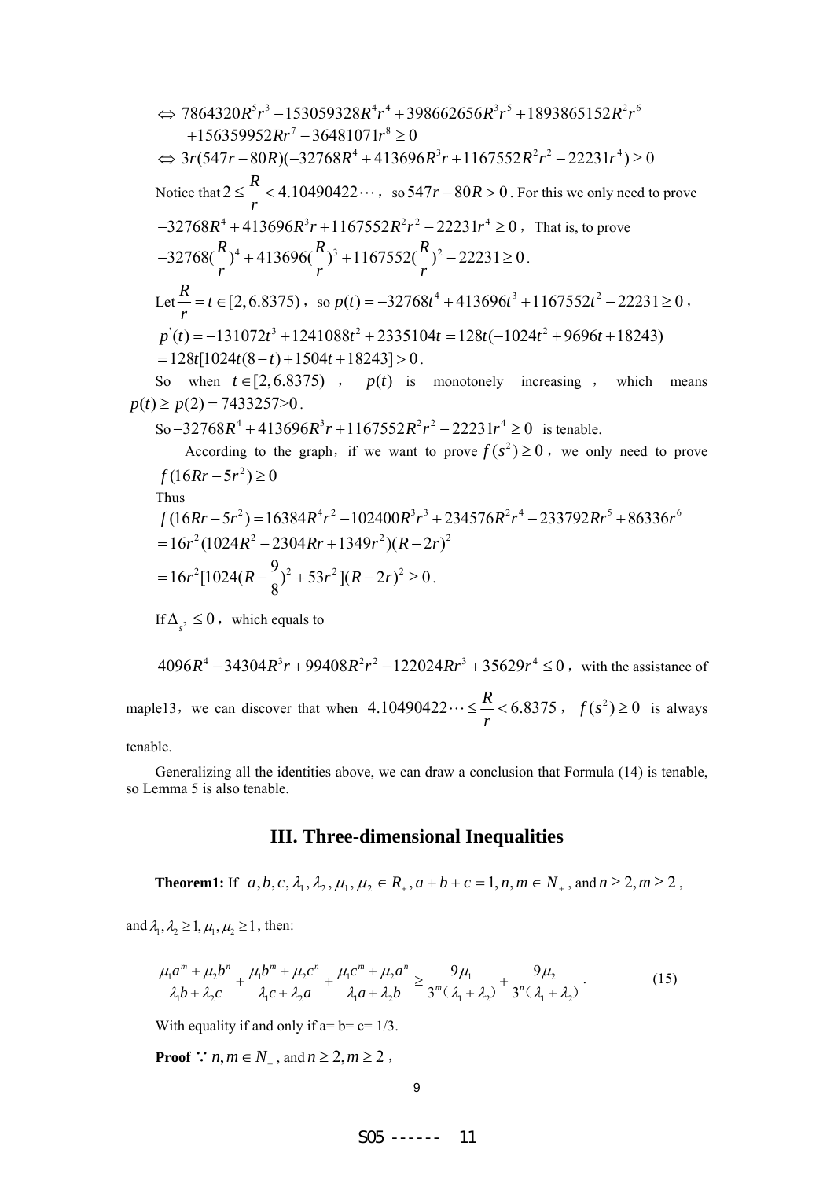$$\Leftrightarrow 7864320R^5r^3 - 153059328R^4r^4 + 398662656R^3r^5 + 1893865152R^2r^6 + 156359952Rr^7 - 36481071r^8 \ge 0$$

$$\Leftrightarrow 3r(547r - 80R)(-32768R^4 + 413696R^3r + 1167552R^2r^2 - 22231r^4) \ge 0$$

Notice that $2 \le \frac{R}{r} < 4.10490422\cdots$, so $547r - 80R > 0$. For this we only need to prove $-32768R^4 + 413696R^3r + 1167552R^2r^2 - 22231r^4 \ge 0$, That is, to prove $-32768(\frac{R}{r})^4 + 413696(\frac{R}{r})^3 + 1167552(\frac{R}{r})^2 - 22231 \ge 0$.

Let $\frac{R}{r} = t \in [2, 6.8375)$, so $p(t) = -32768t^4 + 413696t^3 + 1167552t^2 - 22231 \ge 0$,

$$p'(t) = -131072t^3 + 1241088t^2 + 2335104t = 128t(-1024t^2 + 9696t + 18243)$$
$$= 128t[1024t(8-t) + 1504t + 18243] > 0.$$

So when $t \in [2, 6.8375)$, $p(t)$ is monotonely increasing, which means $p(t) \ge p(2) = 7433257 > 0$.

So $-32768R^4 + 413696R^3r + 1167552R^2r^2 - 22231r^4 \ge 0$ is tenable.

According to the graph, if we want to prove $f(s^2) \ge 0$, we only need to prove $f(16Rr - 5r^2) \ge 0$

Thus

$$f(16Rr - 5r^2) = 16384R^4r^2 - 102400R^3r^3 + 234576R^2r^4 - 233792Rr^5 + 86336r^6$$
$$= 16r^2(1024R^2 - 2304Rr + 1349r^2)(R - 2r)^2$$
$$= 16r^2[1024(R - \frac{9}{8})^2 + 53r^2](R - 2r)^2 \ge 0.$$

If $\Delta_{s^2} \le 0$, which equals to

$4096R^4 - 34304R^3r + 99408R^2r^2 - 122024Rr^3 + 35629r^4 \le 0$, with the assistance of maple13, we can discover that when $4.10490422\cdots \le \frac{R}{r} < 6.8375$, $f(s^2) \ge 0$ is always tenable.

Generalizing all the identities above, we can draw a conclusion that Formula (14) is tenable, so Lemma 5 is also tenable.

## III. Three-dimensional Inequalities

**Theorem1:** If $a, b, c, \lambda_1, \lambda_2, \mu_1, \mu_2 \in R_+, a + b + c = 1, n, m \in N_+$, and $n \ge 2, m \ge 2$, and $\lambda_1, \lambda_2 \ge 1, \mu_1, \mu_2 \ge 1$, then:

$$\frac{\mu_1 a^m + \mu_2 b^n}{\lambda_1 b + \lambda_2 c} + \frac{\mu_1 b^m + \mu_2 c^n}{\lambda_1 c + \lambda_2 a} + \frac{\mu_1 c^m + \mu_2 a^n}{\lambda_1 a + \lambda_2 b} \ge \frac{9\mu_1}{3^m(\lambda_1 + \lambda_2)} + \frac{9\mu_2}{3^n(\lambda_1 + \lambda_2)}. \quad (15)$$

With equality if and only if a= b= c= 1/3.

**Proof** $\because n, m \in N_+$, and $n \ge 2, m \ge 2$,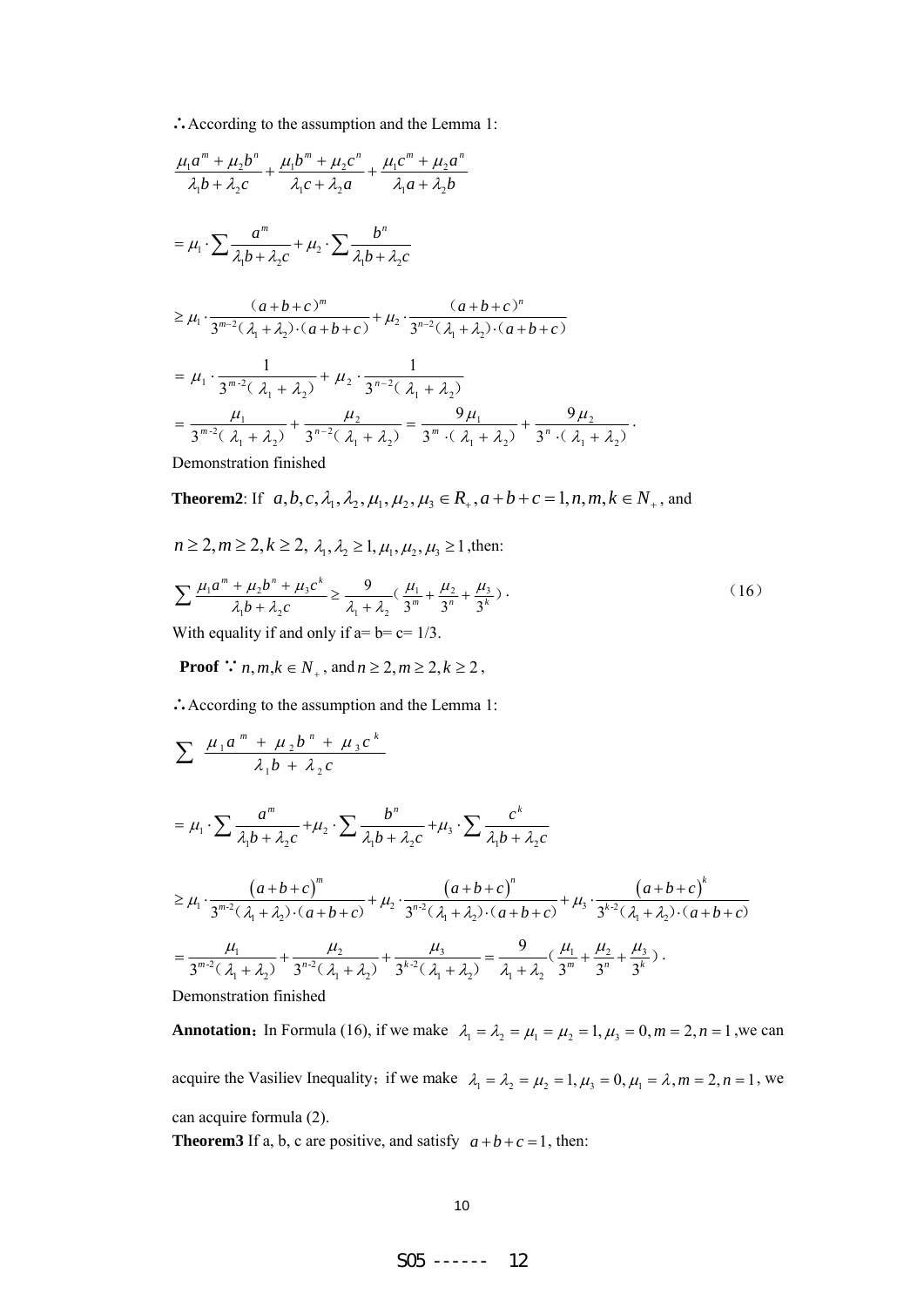$\therefore$ According to the assumption and the Lemma 1:

$$\frac{\mu_1 a^m + \mu_2 b^n}{\lambda_1 b + \lambda_2 c} + \frac{\mu_1 b^m + \mu_2 c^n}{\lambda_1 c + \lambda_2 a} + \frac{\mu_1 c^m + \mu_2 a^n}{\lambda_1 a + \lambda_2 b}$$

$$= \mu_1 \cdot \sum \frac{a^m}{\lambda_1 b + \lambda_2 c} + \mu_2 \cdot \sum \frac{b^n}{\lambda_1 b + \lambda_2 c}$$

$$\geq \mu_1 \cdot \frac{(a+b+c)^m}{3^{m-2}(\lambda_1+\lambda_2)\cdot(a+b+c)} + \mu_2 \cdot \frac{(a+b+c)^n}{3^{n-2}(\lambda_1+\lambda_2)\cdot(a+b+c)}$$

$$= \mu_1 \cdot \frac{1}{3^{m-2}(\lambda_1+\lambda_2)} + \mu_2 \cdot \frac{1}{3^{n-2}(\lambda_1+\lambda_2)}$$

$$= \frac{\mu_1}{3^{m-2}(\lambda_1+\lambda_2)} + \frac{\mu_2}{3^{n-2}(\lambda_1+\lambda_2)} = \frac{9\mu_1}{3^m\cdot(\lambda_1+\lambda_2)} + \frac{9\mu_2}{3^n\cdot(\lambda_1+\lambda_2)}.$$

Demonstration finished

**Theorem2**: If $a, b, c, \lambda_1, \lambda_2, \mu_1, \mu_2, \mu_3 \in R_+, a+b+c=1, n, m, k \in N_+$, and

$n \geq 2, m \geq 2, k \geq 2,\ \lambda_1, \lambda_2 \geq 1, \mu_1, \mu_2, \mu_3 \geq 1$, then:

$$\sum \frac{\mu_1 a^m + \mu_2 b^n + \mu_3 c^k}{\lambda_1 b + \lambda_2 c} \geq \frac{9}{\lambda_1+\lambda_2}\left(\frac{\mu_1}{3^m} + \frac{\mu_2}{3^n} + \frac{\mu_3}{3^k}\right). \tag{16}$$

With equality if and only if a= b= c= 1/3.

**Proof** $\because$ $n, m, k \in N_+$, and $n \geq 2, m \geq 2, k \geq 2$,

$\therefore$ According to the assumption and the Lemma 1:

$$\sum \frac{\mu_1 a^m + \mu_2 b^n + \mu_3 c^k}{\lambda_1 b + \lambda_2 c}$$

$$= \mu_1 \cdot \sum \frac{a^m}{\lambda_1 b + \lambda_2 c} + \mu_2 \cdot \sum \frac{b^n}{\lambda_1 b + \lambda_2 c} + \mu_3 \cdot \sum \frac{c^k}{\lambda_1 b + \lambda_2 c}$$

$$\geq \mu_1 \cdot \frac{(a+b+c)^m}{3^{m-2}(\lambda_1+\lambda_2)\cdot(a+b+c)} + \mu_2 \cdot \frac{(a+b+c)^n}{3^{n-2}(\lambda_1+\lambda_2)\cdot(a+b+c)} + \mu_3 \cdot \frac{(a+b+c)^k}{3^{k-2}(\lambda_1+\lambda_2)\cdot(a+b+c)}$$

$$= \frac{\mu_1}{3^{m-2}(\lambda_1+\lambda_2)} + \frac{\mu_2}{3^{n-2}(\lambda_1+\lambda_2)} + \frac{\mu_3}{3^{k-2}(\lambda_1+\lambda_2)} = \frac{9}{\lambda_1+\lambda_2}\left(\frac{\mu_1}{3^m} + \frac{\mu_2}{3^n} + \frac{\mu_3}{3^k}\right).$$

Demonstration finished

**Annotation**: In Formula (16), if we make $\lambda_1 = \lambda_2 = \mu_1 = \mu_2 = 1, \mu_3 = 0, m = 2, n = 1$, we can acquire the Vasiliev Inequality; if we make $\lambda_1 = \lambda_2 = \mu_2 = 1, \mu_3 = 0, \mu_1 = \lambda, m = 2, n = 1$, we can acquire formula (2).

**Theorem3** If a, b, c are positive, and satisfy $a+b+c=1$, then: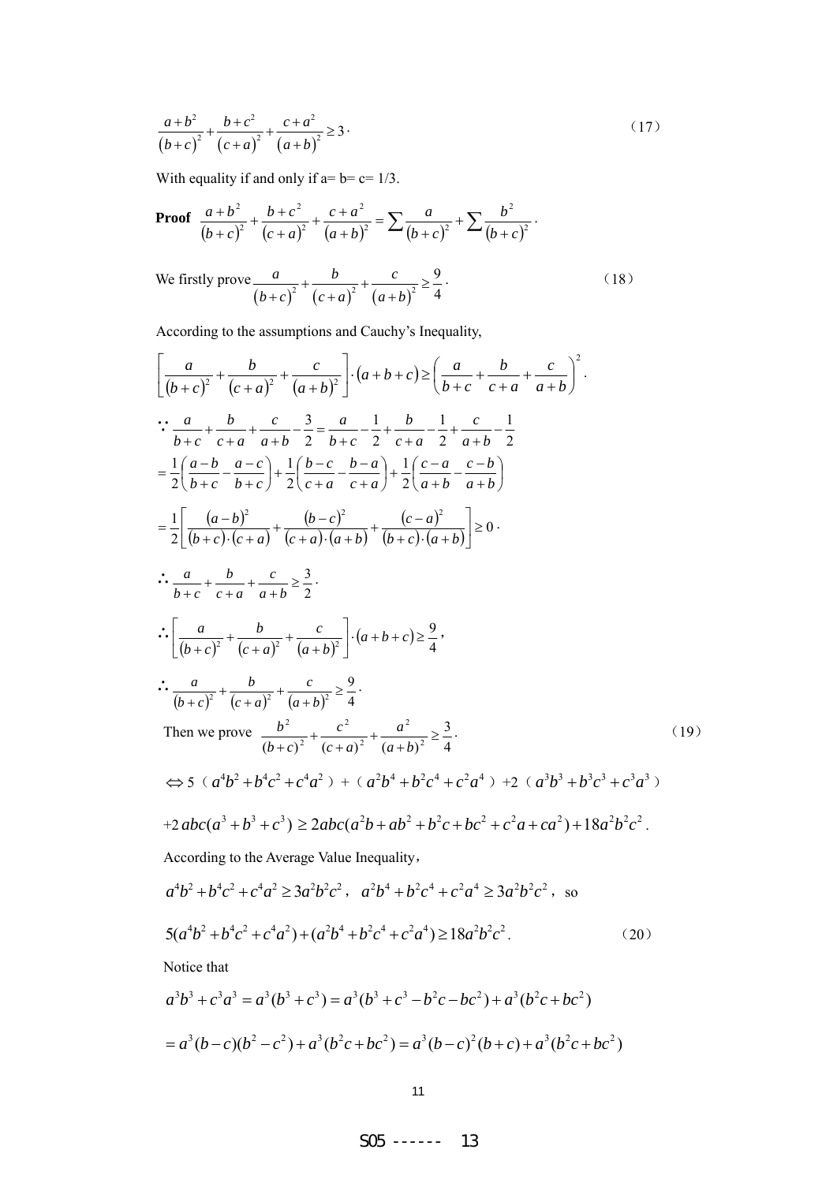$$\frac{a+b^2}{(b+c)^2}+\frac{b+c^2}{(c+a)^2}+\frac{c+a^2}{(a+b)^2}\geq 3\cdot \tag{17}$$

With equality if and only if a= b= c= 1/3.

**Proof** $\dfrac{a+b^2}{(b+c)^2}+\dfrac{b+c^2}{(c+a)^2}+\dfrac{c+a^2}{(a+b)^2}=\sum\dfrac{a}{(b+c)^2}+\sum\dfrac{b^2}{(b+c)^2}\cdot$

We firstly prove $\dfrac{a}{(b+c)^2}+\dfrac{b}{(c+a)^2}+\dfrac{c}{(a+b)^2}\geq\dfrac{9}{4}\cdot$ （18）

According to the assumptions and Cauchy's Inequality,

$$\left[\frac{a}{(b+c)^2}+\frac{b}{(c+a)^2}+\frac{c}{(a+b)^2}\right]\cdot(a+b+c)\geq\left(\frac{a}{b+c}+\frac{b}{c+a}+\frac{c}{a+b}\right)^2.$$

$$\because \frac{a}{b+c}+\frac{b}{c+a}+\frac{c}{a+b}-\frac{3}{2}=\frac{a}{b+c}-\frac{1}{2}+\frac{b}{c+a}-\frac{1}{2}+\frac{c}{a+b}-\frac{1}{2}$$

$$=\frac{1}{2}\left(\frac{a-b}{b+c}-\frac{a-c}{b+c}\right)+\frac{1}{2}\left(\frac{b-c}{c+a}-\frac{b-a}{c+a}\right)+\frac{1}{2}\left(\frac{c-a}{a+b}-\frac{c-b}{a+b}\right)$$

$$=\frac{1}{2}\left[\frac{(a-b)^2}{(b+c)\cdot(c+a)}+\frac{(b-c)^2}{(c+a)\cdot(a+b)}+\frac{(c-a)^2}{(b+c)\cdot(a+b)}\right]\geq 0\cdot$$

$$\therefore \frac{a}{b+c}+\frac{b}{c+a}+\frac{c}{a+b}\geq\frac{3}{2}\cdot$$

$$\therefore \left[\frac{a}{(b+c)^2}+\frac{b}{(c+a)^2}+\frac{c}{(a+b)^2}\right]\cdot(a+b+c)\geq\frac{9}{4},$$

$$\therefore \frac{a}{(b+c)^2}+\frac{b}{(c+a)^2}+\frac{c}{(a+b)^2}\geq\frac{9}{4}\cdot$$

Then we prove $\dfrac{b^2}{(b+c)^2}+\dfrac{c^2}{(c+a)^2}+\dfrac{a^2}{(a+b)^2}\geq\dfrac{3}{4}\cdot$ （19）

$$\Leftrightarrow 5（a^4b^2+b^4c^2+c^4a^2）+（a^2b^4+b^2c^4+c^2a^4）+2（a^3b^3+b^3c^3+c^3a^3）$$

$$+2abc(a^3+b^3+c^3)\geq 2abc(a^2b+ab^2+b^2c+bc^2+c^2a+ca^2)+18a^2b^2c^2.$$

According to the Average Value Inequality，

$a^4b^2+b^4c^2+c^4a^2\geq 3a^2b^2c^2$， $a^2b^4+b^2c^4+c^2a^4\geq 3a^2b^2c^2$， so

$$5(a^4b^2+b^4c^2+c^4a^2)+(a^2b^4+b^2c^4+c^2a^4)\geq 18a^2b^2c^2. \tag{20}$$

Notice that

$$a^3b^3+c^3a^3=a^3(b^3+c^3)=a^3(b^3+c^3-b^2c-bc^2)+a^3(b^2c+bc^2)$$

$$=a^3(b-c)(b^2-c^2)+a^3(b^2c+bc^2)=a^3(b-c)^2(b+c)+a^3(b^2c+bc^2)$$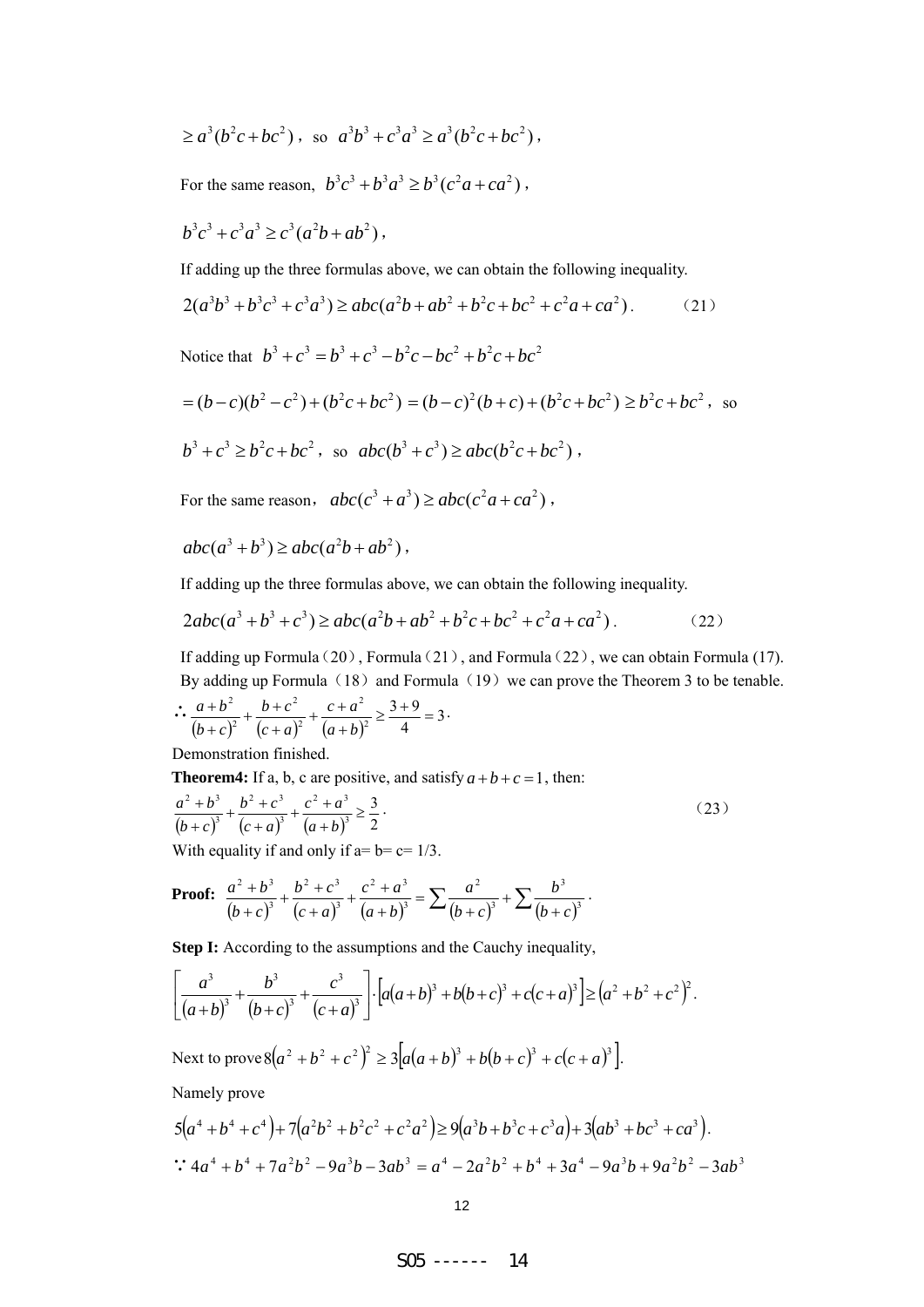$\geq a^3(b^2c+bc^2)$, so $a^3b^3+c^3a^3 \geq a^3(b^2c+bc^2)$,

For the same reason, $b^3c^3+b^3a^3 \geq b^3(c^2a+ca^2)$,

$b^3c^3+c^3a^3 \geq c^3(a^2b+ab^2)$,

If adding up the three formulas above, we can obtain the following inequality.

$$2(a^3b^3+b^3c^3+c^3a^3) \geq abc(a^2b+ab^2+b^2c+bc^2+c^2a+ca^2). \qquad (21)$$

Notice that $b^3+c^3 = b^3+c^3-b^2c-bc^2+b^2c+bc^2$

$=(b-c)(b^2-c^2)+(b^2c+bc^2)=(b-c)^2(b+c)+(b^2c+bc^2) \geq b^2c+bc^2$, so

$b^3+c^3 \geq b^2c+bc^2$, so $abc(b^3+c^3) \geq abc(b^2c+bc^2)$,

For the same reason, $abc(c^3+a^3) \geq abc(c^2a+ca^2)$,

$abc(a^3+b^3) \geq abc(a^2b+ab^2)$,

If adding up the three formulas above, we can obtain the following inequality.

$$2abc(a^3+b^3+c^3) \geq abc(a^2b+ab^2+b^2c+bc^2+c^2a+ca^2). \qquad (22)$$

If adding up Formula (20), Formula (21), and Formula (22), we can obtain Formula (17).

By adding up Formula (18) and Formula (19) we can prove the Theorem 3 to be tenable.

$$\therefore \frac{a+b^2}{(b+c)^2}+\frac{b+c^2}{(c+a)^2}+\frac{c+a^2}{(a+b)^2} \geq \frac{3+9}{4}=3.$$

Demonstration finished.

**Theorem4:** If a, b, c are positive, and satisfy $a+b+c=1$, then:

$$\frac{a^2+b^3}{(b+c)^3}+\frac{b^2+c^3}{(c+a)^3}+\frac{c^2+a^3}{(a+b)^3} \geq \frac{3}{2}. \qquad (23)$$

With equality if and only if a= b= c= 1/3.

**Proof:** $\frac{a^2+b^3}{(b+c)^3}+\frac{b^2+c^3}{(c+a)^3}+\frac{c^2+a^3}{(a+b)^3} = \sum \frac{a^2}{(b+c)^3} + \sum \frac{b^3}{(b+c)^3}$.

**Step I:** According to the assumptions and the Cauchy inequality,

$$\left[\frac{a^3}{(a+b)^3}+\frac{b^3}{(b+c)^3}+\frac{c^3}{(c+a)^3}\right]\cdot\left[a(a+b)^3+b(b+c)^3+c(c+a)^3\right] \geq \left(a^2+b^2+c^2\right)^2.$$

Next to prove $8\left(a^2+b^2+c^2\right)^2 \geq 3\left[a(a+b)^3+b(b+c)^3+c(c+a)^3\right]$.

Namely prove

$$5\left(a^4+b^4+c^4\right)+7\left(a^2b^2+b^2c^2+c^2a^2\right) \geq 9\left(a^3b+b^3c+c^3a\right)+3\left(ab^3+bc^3+ca^3\right).$$

$\because 4a^4+b^4+7a^2b^2-9a^3b-3ab^3 = a^4-2a^2b^2+b^4+3a^4-9a^3b+9a^2b^2-3ab^3$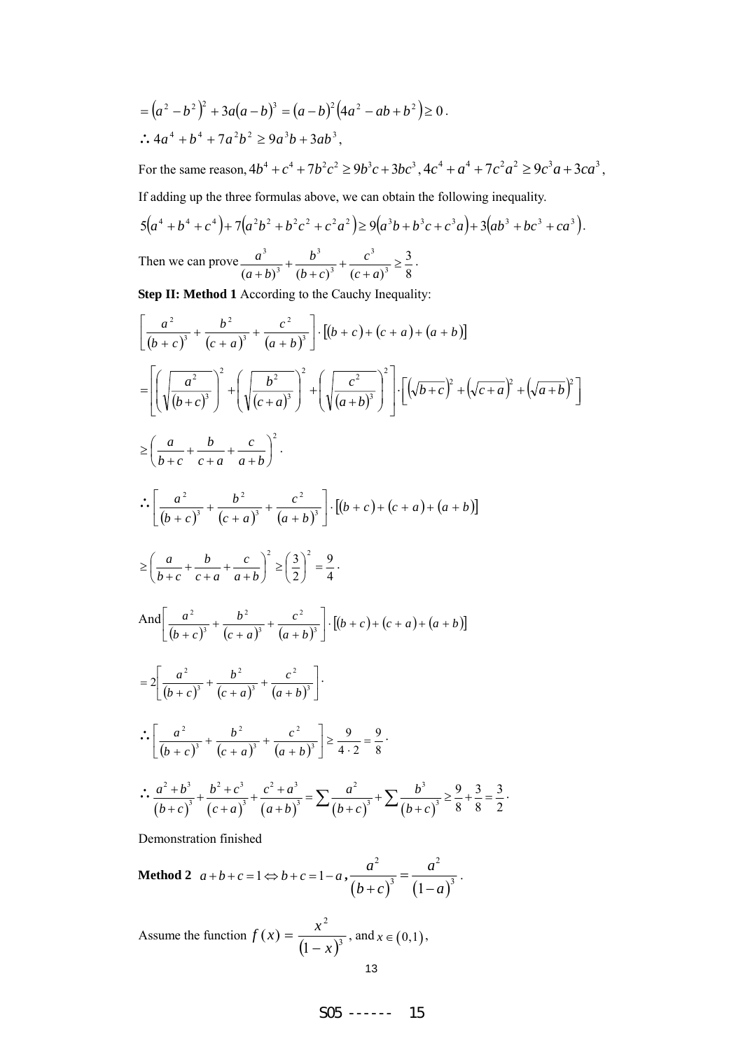$$= \left(a^2 - b^2\right)^2 + 3a(a-b)^3 = (a-b)^2\left(4a^2 - ab + b^2\right) \geq 0 .$$

$$\therefore 4a^4 + b^4 + 7a^2b^2 \geq 9a^3b + 3ab^3 ,$$

For the same reason, $4b^4 + c^4 + 7b^2c^2 \geq 9b^3c + 3bc^3$ , $4c^4 + a^4 + 7c^2a^2 \geq 9c^3a + 3ca^3$ ,

If adding up the three formulas above, we can obtain the following inequality.

$$5\left(a^4 + b^4 + c^4\right) + 7\left(a^2b^2 + b^2c^2 + c^2a^2\right) \geq 9\left(a^3b + b^3c + c^3a\right) + 3\left(ab^3 + bc^3 + ca^3\right).$$

Then we can prove $\dfrac{a^3}{(a+b)^3} + \dfrac{b^3}{(b+c)^3} + \dfrac{c^3}{(c+a)^3} \geq \dfrac{3}{8}$ .

**Step II: Method 1** According to the Cauchy Inequality:

$$\left[\frac{a^2}{(b+c)^3} + \frac{b^2}{(c+a)^3} + \frac{c^2}{(a+b)^3}\right] \cdot \left[(b+c) + (c+a) + (a+b)\right]$$

$$= \left[\left(\sqrt{\frac{a^2}{(b+c)^3}}\right)^2 + \left(\sqrt{\frac{b^2}{(c+a)^3}}\right)^2 + \left(\sqrt{\frac{c^2}{(a+b)^3}}\right)^2\right] \cdot \left[\left(\sqrt{b+c}\right)^2 + \left(\sqrt{c+a}\right)^2 + \left(\sqrt{a+b}\right)^2\right]$$

$$\geq \left(\frac{a}{b+c} + \frac{b}{c+a} + \frac{c}{a+b}\right)^2 .$$

$$\therefore \left[\frac{a^2}{(b+c)^3} + \frac{b^2}{(c+a)^3} + \frac{c^2}{(a+b)^3}\right] \cdot \left[(b+c) + (c+a) + (a+b)\right]$$

$$\geq \left(\frac{a}{b+c} + \frac{b}{c+a} + \frac{c}{a+b}\right)^2 \geq \left(\frac{3}{2}\right)^2 = \frac{9}{4} .$$

And $\left[\dfrac{a^2}{(b+c)^3} + \dfrac{b^2}{(c+a)^3} + \dfrac{c^2}{(a+b)^3}\right] \cdot \left[(b+c) + (c+a) + (a+b)\right]$

$$= 2\left[\frac{a^2}{(b+c)^3} + \frac{b^2}{(c+a)^3} + \frac{c^2}{(a+b)^3}\right] .$$

$$\therefore \left[\frac{a^2}{(b+c)^3} + \frac{b^2}{(c+a)^3} + \frac{c^2}{(a+b)^3}\right] \geq \frac{9}{4 \cdot 2} = \frac{9}{8} .$$

$$\therefore \frac{a^2 + b^3}{(b+c)^3} + \frac{b^2 + c^3}{(c+a)^3} + \frac{c^2 + a^3}{(a+b)^3} = \sum \frac{a^2}{(b+c)^3} + \sum \frac{b^3}{(b+c)^3} \geq \frac{9}{8} + \frac{3}{8} = \frac{3}{2} .$$

Demonstration finished

**Method 2** $a + b + c = 1 \Leftrightarrow b + c = 1 - a$ , $\dfrac{a^2}{(b+c)^3} = \dfrac{a^2}{(1-a)^3}$ .

Assume the function $f(x) = \dfrac{x^2}{(1-x)^3}$ , and $x \in (0,1)$ ,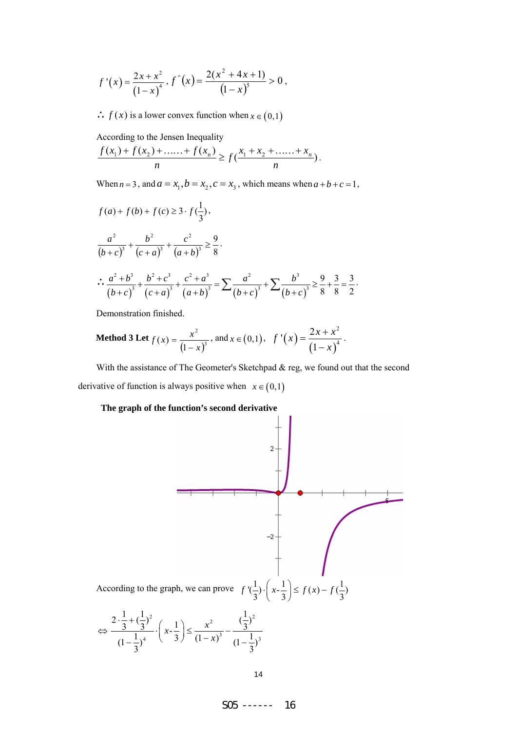$$f'(x) = \frac{2x+x^2}{(1-x)^4},\ f''(x) = \frac{2(x^2+4x+1)}{(1-x)^5} > 0,$$

$\therefore$ $f(x)$ is a lower convex function when $x \in (0,1)$

According to the Jensen Inequality

$$\frac{f(x_1)+f(x_2)+\ldots\ldots+f(x_n)}{n} \geq f\left(\frac{x_1+x_2+\ldots\ldots+x_n}{n}\right).$$

When $n=3$, and $a=x_1, b=x_2, c=x_3$, which means when $a+b+c=1$,

$$f(a)+f(b)+f(c) \geq 3\cdot f\left(\frac{1}{3}\right),$$

$$\frac{a^2}{(b+c)^3}+\frac{b^2}{(c+a)^3}+\frac{c^2}{(a+b)^3} \geq \frac{9}{8}.$$

$$\therefore \frac{a^2+b^3}{(b+c)^3}+\frac{b^2+c^3}{(c+a)^3}+\frac{c^2+a^3}{(a+b)^3} = \sum\frac{a^2}{(b+c)^3}+\sum\frac{b^3}{(b+c)^3} \geq \frac{9}{8}+\frac{3}{8}=\frac{3}{2}.$$

Demonstration finished.

**Method 3 Let** $f(x)=\dfrac{x^2}{(1-x)^3}$, and $x \in (0,1)$, $\quad f'(x)=\dfrac{2x+x^2}{(1-x)^4}$.

With the assistance of The Geometer's Sketchpad & reg, we found out that the second derivative of function is always positive when $x \in (0,1)$

**The graph of the function's second derivative**

According to the graph, we can prove $f'\left(\frac{1}{3}\right)\cdot\left(x-\frac{1}{3}\right) \leq f(x)-f\left(\frac{1}{3}\right)$

$$\Leftrightarrow \frac{2\cdot\frac{1}{3}+\left(\frac{1}{3}\right)^2}{\left(1-\frac{1}{3}\right)^4}\cdot\left(x-\frac{1}{3}\right) \leq \frac{x^2}{(1-x)^3}-\frac{\left(\frac{1}{3}\right)^2}{\left(1-\frac{1}{3}\right)^3}$$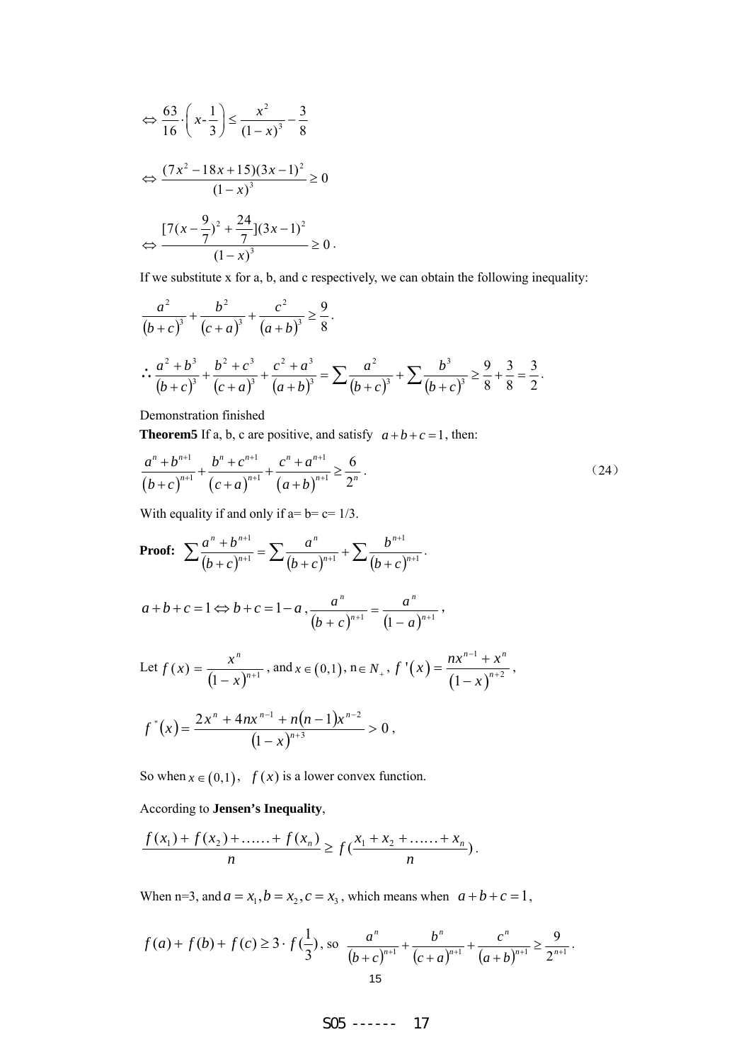$$\Leftrightarrow \frac{63}{16}\cdot\left(x-\frac{1}{3}\right)\le\frac{x^2}{(1-x)^3}-\frac{3}{8}$$

$$\Leftrightarrow \frac{(7x^2-18x+15)(3x-1)^2}{(1-x)^3}\ge 0$$

$$\Leftrightarrow \frac{[7(x-\frac{9}{7})^2+\frac{24}{7}](3x-1)^2}{(1-x)^3}\ge 0\,.$$

If we substitute x for a, b, and c respectively, we can obtain the following inequality:

$$\frac{a^2}{(b+c)^3}+\frac{b^2}{(c+a)^3}+\frac{c^2}{(a+b)^3}\ge\frac{9}{8}\,.$$

$$\therefore \frac{a^2+b^3}{(b+c)^3}+\frac{b^2+c^3}{(c+a)^3}+\frac{c^2+a^3}{(a+b)^3}=\sum\frac{a^2}{(b+c)^3}+\sum\frac{b^3}{(b+c)^3}\ge\frac{9}{8}+\frac{3}{8}=\frac{3}{2}\,.$$

Demonstration finished

**Theorem5** If a, b, c are positive, and satisfy $a+b+c=1$, then:

$$\frac{a^n+b^{n+1}}{(b+c)^{n+1}}+\frac{b^n+c^{n+1}}{(c+a)^{n+1}}+\frac{c^n+a^{n+1}}{(a+b)^{n+1}}\ge\frac{6}{2^n}\,. \tag{24}$$

With equality if and only if a= b= c= 1/3.

**Proof:** $\sum\frac{a^n+b^{n+1}}{(b+c)^{n+1}}=\sum\frac{a^n}{(b+c)^{n+1}}+\sum\frac{b^{n+1}}{(b+c)^{n+1}}\,.$

$$a+b+c=1\Leftrightarrow b+c=1-a\,,\frac{a^n}{(b+c)^{n+1}}=\frac{a^n}{(1-a)^{n+1}}\,,$$

Let $f(x)=\frac{x^n}{(1-x)^{n+1}}$, and $x\in(0,1)$, n$\in N_+$, $f'(x)=\frac{nx^{n-1}+x^n}{(1-x)^{n+2}}$,

$$f''(x)=\frac{2x^n+4nx^{n-1}+n(n-1)x^{n-2}}{(1-x)^{n+3}}>0\,,$$

So when $x\in(0,1)$, $f(x)$ is a lower convex function.

According to **Jensen's Inequality**,

$$\frac{f(x_1)+f(x_2)+\ldots\ldots+f(x_n)}{n}\ge f\left(\frac{x_1+x_2+\ldots\ldots+x_n}{n}\right).$$

When n=3, and $a=x_1, b=x_2, c=x_3$, which means when $a+b+c=1$,

$$f(a)+f(b)+f(c)\ge 3\cdot f\left(\frac{1}{3}\right),\text{ so }\ \frac{a^n}{(b+c)^{n+1}}+\frac{b^n}{(c+a)^{n+1}}+\frac{c^n}{(a+b)^{n+1}}\ge\frac{9}{2^{n+1}}\,.$$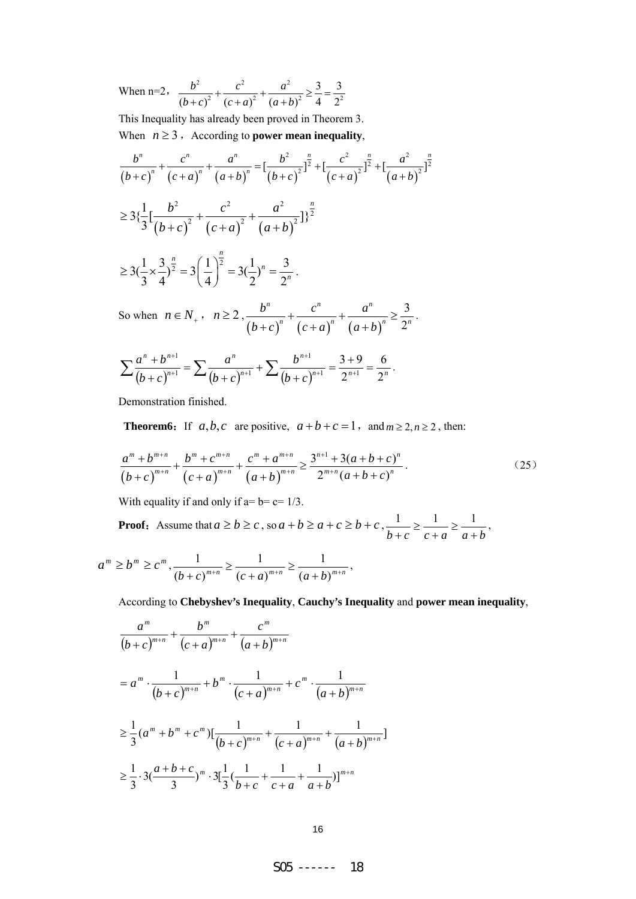When n=2, $\frac{b^2}{(b+c)^2}+\frac{c^2}{(c+a)^2}+\frac{a^2}{(a+b)^2}\geq\frac{3}{4}=\frac{3}{2^2}$

This Inequality has already been proved in Theorem 3.

When $n\geq 3$, According to **power mean inequality**,

$$\frac{b^n}{(b+c)^n}+\frac{c^n}{(c+a)^n}+\frac{a^n}{(a+b)^n}=[\frac{b^2}{(b+c)^2}]^{\frac{n}{2}}+[\frac{c^2}{(c+a)^2}]^{\frac{n}{2}}+[\frac{a^2}{(a+b)^2}]^{\frac{n}{2}}$$

$$\geq 3\{\frac{1}{3}[\frac{b^2}{(b+c)^2}+\frac{c^2}{(c+a)^2}+\frac{a^2}{(a+b)^2}]\}^{\frac{n}{2}}$$

$$\geq 3(\frac{1}{3}\times\frac{3}{4})^{\frac{n}{2}}=3\left(\frac{1}{4}\right)^{\frac{n}{2}}=3(\frac{1}{2})^n=\frac{3}{2^n}.$$

So when $n\in N_+$, $n\geq 2$, $\frac{b^n}{(b+c)^n}+\frac{c^n}{(c+a)^n}+\frac{a^n}{(a+b)^n}\geq\frac{3}{2^n}$.

$$\sum\frac{a^n+b^{n+1}}{(b+c)^{n+1}}=\sum\frac{a^n}{(b+c)^{n+1}}+\sum\frac{b^{n+1}}{(b+c)^{n+1}}=\frac{3+9}{2^{n+1}}=\frac{6}{2^n}.$$

Demonstration finished.

**Theorem6:** If $a,b,c$ are positive, $a+b+c=1$, and $m\geq 2, n\geq 2$, then:

$$\frac{a^m+b^{m+n}}{(b+c)^{m+n}}+\frac{b^m+c^{m+n}}{(c+a)^{m+n}}+\frac{c^m+a^{m+n}}{(a+b)^{m+n}}\geq\frac{3^{n+1}+3(a+b+c)^n}{2^{m+n}(a+b+c)^n}. \tag{25}$$

With equality if and only if a= b= c= 1/3.

**Proof:** Assume that $a\geq b\geq c$, so $a+b\geq a+c\geq b+c$, $\frac{1}{b+c}\geq\frac{1}{c+a}\geq\frac{1}{a+b}$,

$a^m\geq b^m\geq c^m$, $\frac{1}{(b+c)^{m+n}}\geq\frac{1}{(c+a)^{m+n}}\geq\frac{1}{(a+b)^{m+n}}$,

According to **Chebyshev's Inequality**, **Cauchy's Inequality** and **power mean inequality**,

$$\frac{a^m}{(b+c)^{m+n}}+\frac{b^m}{(c+a)^{m+n}}+\frac{c^m}{(a+b)^{m+n}}$$

$$=a^m\cdot\frac{1}{(b+c)^{m+n}}+b^m\cdot\frac{1}{(c+a)^{m+n}}+c^m\cdot\frac{1}{(a+b)^{m+n}}$$

$$\geq\frac{1}{3}(a^m+b^m+c^m)[\frac{1}{(b+c)^{m+n}}+\frac{1}{(c+a)^{m+n}}+\frac{1}{(a+b)^{m+n}}]$$

$$\geq\frac{1}{3}\cdot 3(\frac{a+b+c}{3})^m\cdot 3[\frac{1}{3}(\frac{1}{b+c}+\frac{1}{c+a}+\frac{1}{a+b})]^{m+n}$$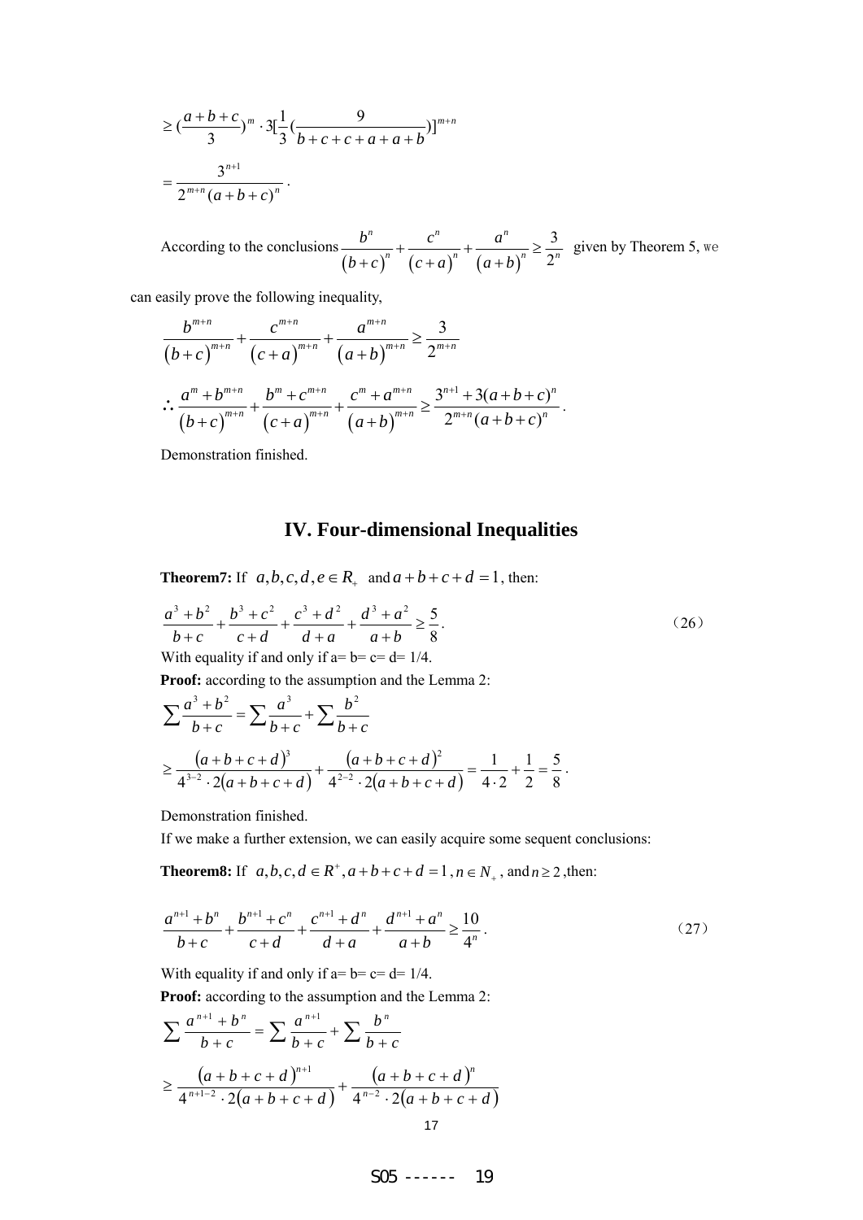$$\geq (\frac{a+b+c}{3})^m \cdot 3[\frac{1}{3}(\frac{9}{b+c+c+a+a+b})]^{m+n}$$

$$= \frac{3^{n+1}}{2^{m+n}(a+b+c)^n}.$$

According to the conclusions $\frac{b^n}{(b+c)^n}+\frac{c^n}{(c+a)^n}+\frac{a^n}{(a+b)^n}\geq\frac{3}{2^n}$ given by Theorem 5, we can easily prove the following inequality,

$$\frac{b^{m+n}}{(b+c)^{m+n}}+\frac{c^{m+n}}{(c+a)^{m+n}}+\frac{a^{m+n}}{(a+b)^{m+n}}\geq\frac{3}{2^{m+n}}$$

$$\therefore \frac{a^m+b^{m+n}}{(b+c)^{m+n}}+\frac{b^m+c^{m+n}}{(c+a)^{m+n}}+\frac{c^m+a^{m+n}}{(a+b)^{m+n}}\geq\frac{3^{n+1}+3(a+b+c)^n}{2^{m+n}(a+b+c)^n}.$$

Demonstration finished.

## IV. Four-dimensional Inequalities

**Theorem7:** If $a,b,c,d,e\in R_+$ and $a+b+c+d=1$, then:

$$\frac{a^3+b^2}{b+c}+\frac{b^3+c^2}{c+d}+\frac{c^3+d^2}{d+a}+\frac{d^3+a^2}{a+b}\geq\frac{5}{8}. \qquad (26)$$

With equality if and only if a= b= c= d= 1/4.

**Proof:** according to the assumption and the Lemma 2:

$$\sum\frac{a^3+b^2}{b+c}=\sum\frac{a^3}{b+c}+\sum\frac{b^2}{b+c}$$

$$\geq\frac{(a+b+c+d)^3}{4^{3-2}\cdot 2(a+b+c+d)}+\frac{(a+b+c+d)^2}{4^{2-2}\cdot 2(a+b+c+d)}=\frac{1}{4\cdot 2}+\frac{1}{2}=\frac{5}{8}.$$

Demonstration finished.

If we make a further extension, we can easily acquire some sequent conclusions:

**Theorem8:** If $a,b,c,d\in R^+, a+b+c+d=1, n\in N_+$, and $n\geq 2$, then:

$$\frac{a^{n+1}+b^n}{b+c}+\frac{b^{n+1}+c^n}{c+d}+\frac{c^{n+1}+d^n}{d+a}+\frac{d^{n+1}+a^n}{a+b}\geq\frac{10}{4^n}. \qquad (27)$$

With equality if and only if a= b= c= d= 1/4.

**Proof:** according to the assumption and the Lemma 2:

$$\sum\frac{a^{n+1}+b^n}{b+c}=\sum\frac{a^{n+1}}{b+c}+\sum\frac{b^n}{b+c}$$

$$\geq\frac{(a+b+c+d)^{n+1}}{4^{n+1-2}\cdot 2(a+b+c+d)}+\frac{(a+b+c+d)^n}{4^{n-2}\cdot 2(a+b+c+d)}$$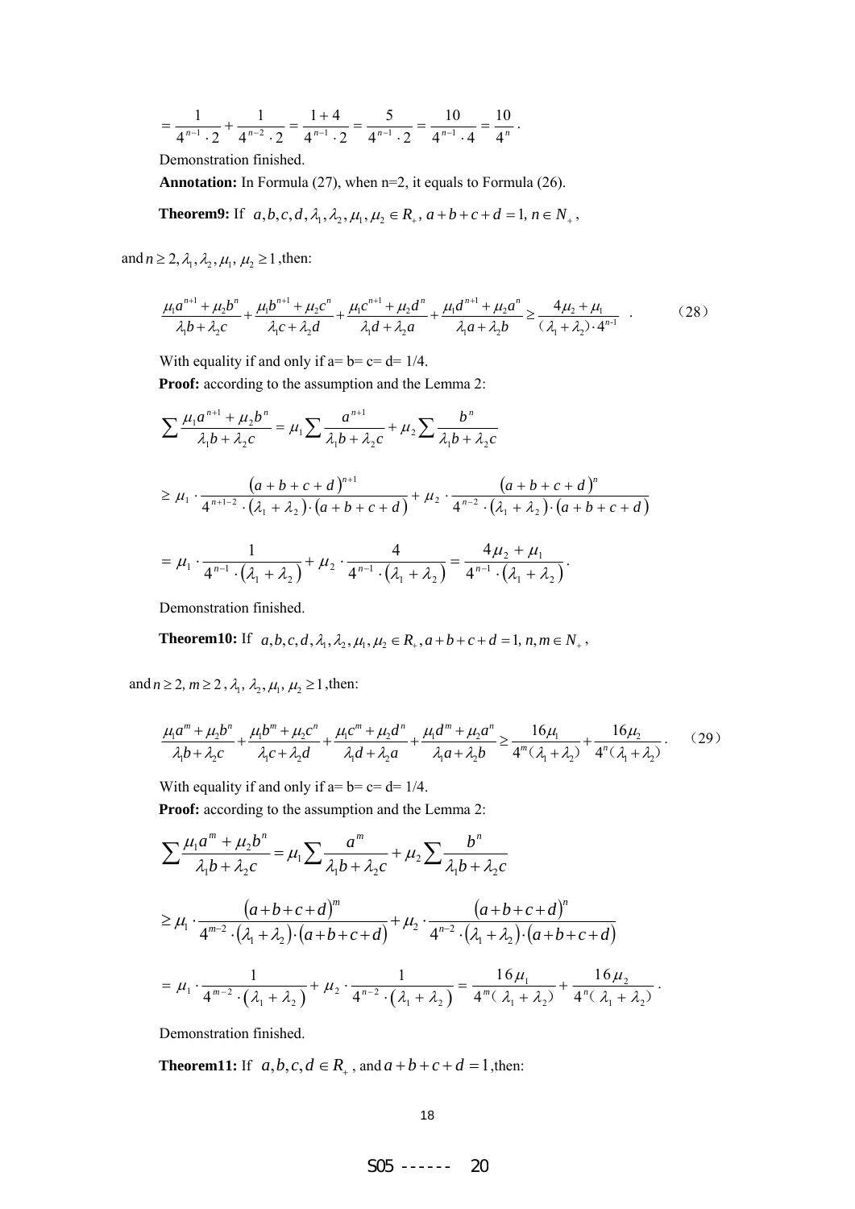$$= \frac{1}{4^{n-1} \cdot 2} + \frac{1}{4^{n-2} \cdot 2} = \frac{1+4}{4^{n-1} \cdot 2} = \frac{5}{4^{n-1} \cdot 2} = \frac{10}{4^{n-1} \cdot 4} = \frac{10}{4^n}.$$

Demonstration finished.

**Annotation:** In Formula (27), when n=2, it equals to Formula (26).

**Theorem9:** If $a, b, c, d, \lambda_1, \lambda_2, \mu_1, \mu_2 \in R_+$, $a+b+c+d=1$, $n \in N_+$,

and $n \geq 2, \lambda_1, \lambda_2, \mu_1, \mu_2 \geq 1$, then:

$$\frac{\mu_1 a^{n+1} + \mu_2 b^n}{\lambda_1 b + \lambda_2 c} + \frac{\mu_1 b^{n+1} + \mu_2 c^n}{\lambda_1 c + \lambda_2 d} + \frac{\mu_1 c^{n+1} + \mu_2 d^n}{\lambda_1 d + \lambda_2 a} + \frac{\mu_1 d^{n+1} + \mu_2 a^n}{\lambda_1 a + \lambda_2 b} \geq \frac{4\mu_2 + \mu_1}{(\lambda_1 + \lambda_2) \cdot 4^{n-1}} \quad . \tag{28}$$

With equality if and only if a= b= c= d= 1/4.

**Proof:** according to the assumption and the Lemma 2:

$$\sum \frac{\mu_1 a^{n+1} + \mu_2 b^n}{\lambda_1 b + \lambda_2 c} = \mu_1 \sum \frac{a^{n+1}}{\lambda_1 b + \lambda_2 c} + \mu_2 \sum \frac{b^n}{\lambda_1 b + \lambda_2 c}$$

$$\geq \mu_1 \cdot \frac{(a+b+c+d)^{n+1}}{4^{n+1-2} \cdot (\lambda_1 + \lambda_2) \cdot (a+b+c+d)} + \mu_2 \cdot \frac{(a+b+c+d)^n}{4^{n-2} \cdot (\lambda_1 + \lambda_2) \cdot (a+b+c+d)}$$

$$= \mu_1 \cdot \frac{1}{4^{n-1} \cdot (\lambda_1 + \lambda_2)} + \mu_2 \cdot \frac{4}{4^{n-1} \cdot (\lambda_1 + \lambda_2)} = \frac{4\mu_2 + \mu_1}{4^{n-1} \cdot (\lambda_1 + \lambda_2)}.$$

Demonstration finished.

**Theorem10:** If $a, b, c, d, \lambda_1, \lambda_2, \mu_1, \mu_2 \in R_+, a+b+c+d=1, n, m \in N_+$,

and $n \geq 2, m \geq 2, \lambda_1, \lambda_2, \mu_1, \mu_2 \geq 1$, then:

$$\frac{\mu_1 a^m + \mu_2 b^n}{\lambda_1 b + \lambda_2 c} + \frac{\mu_1 b^m + \mu_2 c^n}{\lambda_1 c + \lambda_2 d} + \frac{\mu_1 c^m + \mu_2 d^n}{\lambda_1 d + \lambda_2 a} + \frac{\mu_1 d^m + \mu_2 a^n}{\lambda_1 a + \lambda_2 b} \geq \frac{16\mu_1}{4^m(\lambda_1 + \lambda_2)} + \frac{16\mu_2}{4^n(\lambda_1 + \lambda_2)}. \tag{29}$$

With equality if and only if a= b= c= d= 1/4.

**Proof:** according to the assumption and the Lemma 2:

$$\sum \frac{\mu_1 a^m + \mu_2 b^n}{\lambda_1 b + \lambda_2 c} = \mu_1 \sum \frac{a^m}{\lambda_1 b + \lambda_2 c} + \mu_2 \sum \frac{b^n}{\lambda_1 b + \lambda_2 c}$$

$$\geq \mu_1 \cdot \frac{(a+b+c+d)^m}{4^{m-2} \cdot (\lambda_1 + \lambda_2) \cdot (a+b+c+d)} + \mu_2 \cdot \frac{(a+b+c+d)^n}{4^{n-2} \cdot (\lambda_1 + \lambda_2) \cdot (a+b+c+d)}$$

$$= \mu_1 \cdot \frac{1}{4^{m-2} \cdot (\lambda_1 + \lambda_2)} + \mu_2 \cdot \frac{1}{4^{n-2} \cdot (\lambda_1 + \lambda_2)} = \frac{16\mu_1}{4^m(\lambda_1 + \lambda_2)} + \frac{16\mu_2}{4^n(\lambda_1 + \lambda_2)}.$$

Demonstration finished.

**Theorem11:** If $a, b, c, d \in R_+$, and $a+b+c+d=1$, then: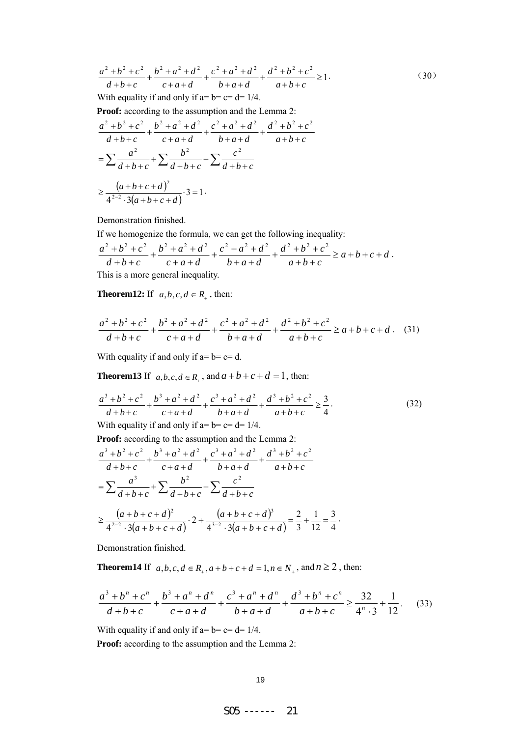$$\frac{a^2+b^2+c^2}{d+b+c}+\frac{b^2+a^2+d^2}{c+a+d}+\frac{c^2+a^2+d^2}{b+a+d}+\frac{d^2+b^2+c^2}{a+b+c}\geq 1 \cdot \qquad (30)$$

With equality if and only if a= b= c= d= 1/4.

**Proof:** according to the assumption and the Lemma 2:

$$\frac{a^2+b^2+c^2}{d+b+c}+\frac{b^2+a^2+d^2}{c+a+d}+\frac{c^2+a^2+d^2}{b+a+d}+\frac{d^2+b^2+c^2}{a+b+c}$$

$$=\sum\frac{a^2}{d+b+c}+\sum\frac{b^2}{d+b+c}+\sum\frac{c^2}{d+b+c}$$

$$\geq\frac{(a+b+c+d)^2}{4^{2-2}\cdot 3(a+b+c+d)}\cdot 3=1 \cdot$$

Demonstration finished.

If we homogenize the formula, we can get the following inequality:

$$\frac{a^2+b^2+c^2}{d+b+c}+\frac{b^2+a^2+d^2}{c+a+d}+\frac{c^2+a^2+d^2}{b+a+d}+\frac{d^2+b^2+c^2}{a+b+c}\geq a+b+c+d .$$

This is a more general inequality.

**Theorem12:** If $a,b,c,d\in R_+$, then:

$$\frac{a^2+b^2+c^2}{d+b+c}+\frac{b^2+a^2+d^2}{c+a+d}+\frac{c^2+a^2+d^2}{b+a+d}+\frac{d^2+b^2+c^2}{a+b+c}\geq a+b+c+d . \quad (31)$$

With equality if and only if a= b= c= d.

**Theorem13** If $a,b,c,d\in R_+$, and $a+b+c+d=1$, then:

$$\frac{a^3+b^2+c^2}{d+b+c}+\frac{b^3+a^2+d^2}{c+a+d}+\frac{c^3+a^2+d^2}{b+a+d}+\frac{d^3+b^2+c^2}{a+b+c}\geq\frac{3}{4} \cdot \qquad (32)$$

With equality if and only if a= b= c= d= 1/4.

**Proof:** according to the assumption and the Lemma 2:

$$\frac{a^3+b^2+c^2}{d+b+c}+\frac{b^3+a^2+d^2}{c+a+d}+\frac{c^3+a^2+d^2}{b+a+d}+\frac{d^3+b^2+c^2}{a+b+c}$$

$$=\sum\frac{a^3}{d+b+c}+\sum\frac{b^2}{d+b+c}+\sum\frac{c^2}{d+b+c}$$

$$\geq\frac{(a+b+c+d)^2}{4^{2-2}\cdot 3(a+b+c+d)}\cdot 2+\frac{(a+b+c+d)^3}{4^{3-2}\cdot 3(a+b+c+d)}=\frac{2}{3}+\frac{1}{12}=\frac{3}{4} \cdot$$

Demonstration finished.

**Theorem14** If $a,b,c,d\in R_+, a+b+c+d=1, n\in N_+$, and $n\geq 2$, then:

$$\frac{a^3+b^n+c^n}{d+b+c}+\frac{b^3+a^n+d^n}{c+a+d}+\frac{c^3+a^n+d^n}{b+a+d}+\frac{d^3+b^n+c^n}{a+b+c}\geq\frac{32}{4^n\cdot 3}+\frac{1}{12}. \quad (33)$$

With equality if and only if a= b= c= d= 1/4.

**Proof:** according to the assumption and the Lemma 2: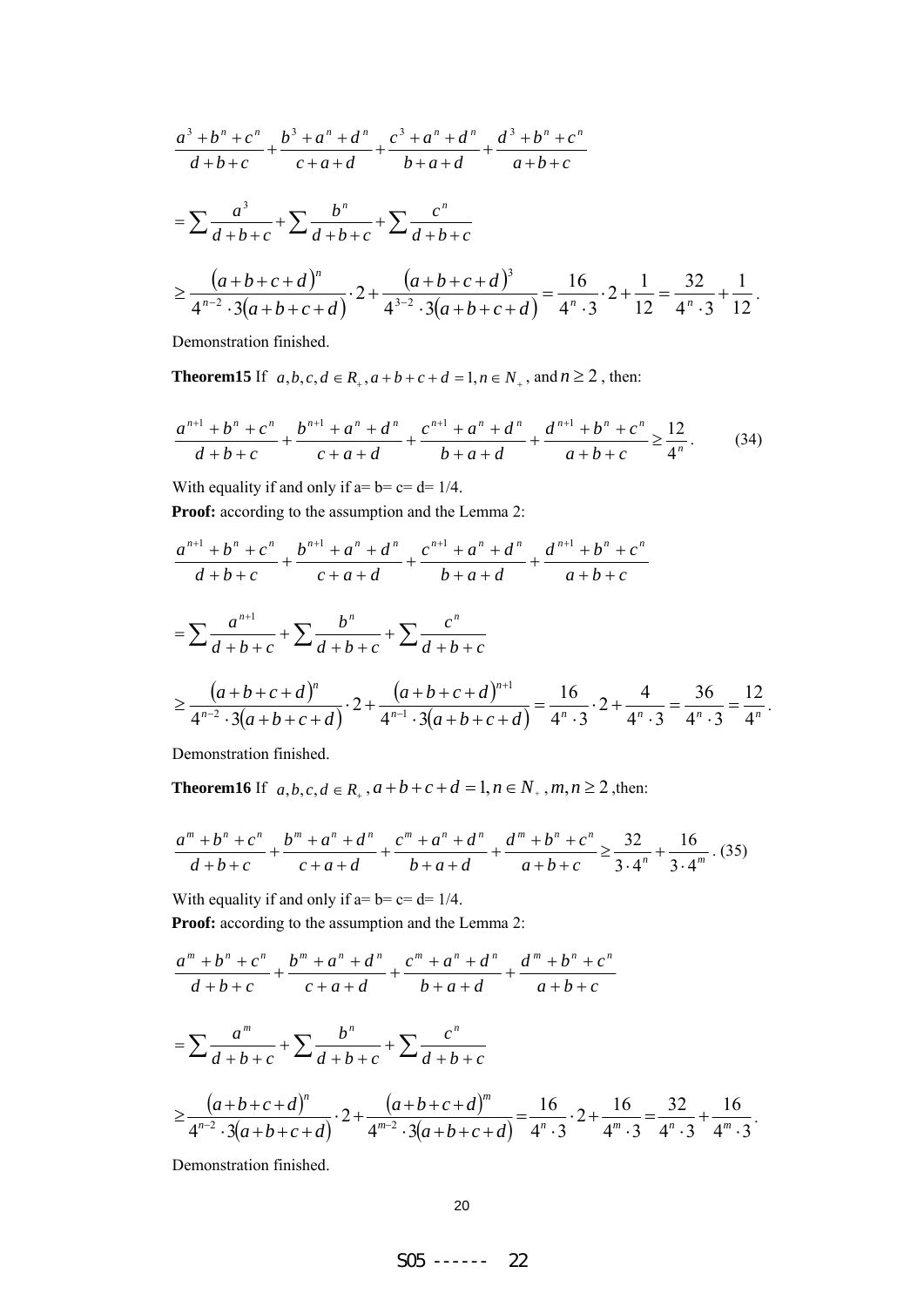$$\frac{a^3+b^n+c^n}{d+b+c}+\frac{b^3+a^n+d^n}{c+a+d}+\frac{c^3+a^n+d^n}{b+a+d}+\frac{d^3+b^n+c^n}{a+b+c}$$

$$=\sum\frac{a^3}{d+b+c}+\sum\frac{b^n}{d+b+c}+\sum\frac{c^n}{d+b+c}$$

$$\geq\frac{(a+b+c+d)^n}{4^{n-2}\cdot 3(a+b+c+d)}\cdot 2+\frac{(a+b+c+d)^3}{4^{3-2}\cdot 3(a+b+c+d)}=\frac{16}{4^n\cdot 3}\cdot 2+\frac{1}{12}=\frac{32}{4^n\cdot 3}+\frac{1}{12}.$$

Demonstration finished.

**Theorem15** If $a,b,c,d\in R_+, a+b+c+d=1, n\in N_+$, and $n\geq 2$, then:

$$\frac{a^{n+1}+b^n+c^n}{d+b+c}+\frac{b^{n+1}+a^n+d^n}{c+a+d}+\frac{c^{n+1}+a^n+d^n}{b+a+d}+\frac{d^{n+1}+b^n+c^n}{a+b+c}\geq\frac{12}{4^n}. \qquad (34)$$

With equality if and only if a= b= c= d= 1/4.

**Proof:** according to the assumption and the Lemma 2:

$$\frac{a^{n+1}+b^n+c^n}{d+b+c}+\frac{b^{n+1}+a^n+d^n}{c+a+d}+\frac{c^{n+1}+a^n+d^n}{b+a+d}+\frac{d^{n+1}+b^n+c^n}{a+b+c}$$

$$=\sum\frac{a^{n+1}}{d+b+c}+\sum\frac{b^n}{d+b+c}+\sum\frac{c^n}{d+b+c}$$

$$\geq\frac{(a+b+c+d)^n}{4^{n-2}\cdot 3(a+b+c+d)}\cdot 2+\frac{(a+b+c+d)^{n+1}}{4^{n-1}\cdot 3(a+b+c+d)}=\frac{16}{4^n\cdot 3}\cdot 2+\frac{4}{4^n\cdot 3}=\frac{36}{4^n\cdot 3}=\frac{12}{4^n}.$$

Demonstration finished.

**Theorem16** If $a,b,c,d\in R_+, a+b+c+d=1, n\in N_+, m,n\geq 2$, then:

$$\frac{a^m+b^n+c^n}{d+b+c}+\frac{b^m+a^n+d^n}{c+a+d}+\frac{c^m+a^n+d^n}{b+a+d}+\frac{d^m+b^n+c^n}{a+b+c}\geq\frac{32}{3\cdot 4^n}+\frac{16}{3\cdot 4^m}. \qquad (35)$$

With equality if and only if a= b= c= d= 1/4.

**Proof:** according to the assumption and the Lemma 2:

$$\frac{a^m+b^n+c^n}{d+b+c}+\frac{b^m+a^n+d^n}{c+a+d}+\frac{c^m+a^n+d^n}{b+a+d}+\frac{d^m+b^n+c^n}{a+b+c}$$

$$=\sum\frac{a^m}{d+b+c}+\sum\frac{b^n}{d+b+c}+\sum\frac{c^n}{d+b+c}$$

$$\geq\frac{(a+b+c+d)^n}{4^{n-2}\cdot 3(a+b+c+d)}\cdot 2+\frac{(a+b+c+d)^m}{4^{m-2}\cdot 3(a+b+c+d)}=\frac{16}{4^n\cdot 3}\cdot 2+\frac{16}{4^m\cdot 3}=\frac{32}{4^n\cdot 3}+\frac{16}{4^m\cdot 3}.$$

Demonstration finished.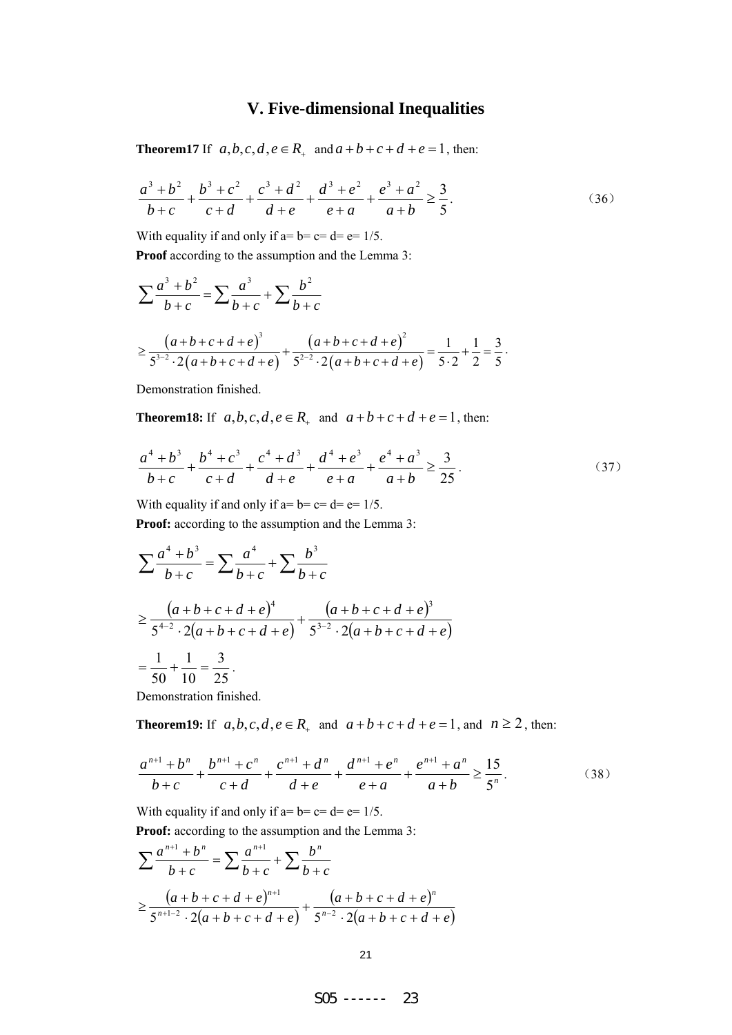## V. Five-dimensional Inequalities

**Theorem17** If $a,b,c,d,e \in R_{+}$ and $a+b+c+d+e=1$, then:

$$\frac{a^3+b^2}{b+c}+\frac{b^3+c^2}{c+d}+\frac{c^3+d^2}{d+e}+\frac{d^3+e^2}{e+a}+\frac{e^3+a^2}{a+b} \geq \frac{3}{5}. \tag{36}$$

With equality if and only if a= b= c= d= e= 1/5.

**Proof** according to the assumption and the Lemma 3:

$$\sum\frac{a^3+b^2}{b+c}=\sum\frac{a^3}{b+c}+\sum\frac{b^2}{b+c}$$

$$\geq \frac{(a+b+c+d+e)^3}{5^{3-2}\cdot 2(a+b+c+d+e)}+\frac{(a+b+c+d+e)^2}{5^{2-2}\cdot 2(a+b+c+d+e)}=\frac{1}{5\cdot 2}+\frac{1}{2}=\frac{3}{5}.$$

Demonstration finished.

**Theorem18:** If $a,b,c,d,e \in R_{+}$ and $a+b+c+d+e=1$, then:

$$\frac{a^4+b^3}{b+c}+\frac{b^4+c^3}{c+d}+\frac{c^4+d^3}{d+e}+\frac{d^4+e^3}{e+a}+\frac{e^4+a^3}{a+b} \geq \frac{3}{25}. \tag{37}$$

With equality if and only if a= b= c= d= e= 1/5.

**Proof:** according to the assumption and the Lemma 3:

$$\sum\frac{a^4+b^3}{b+c}=\sum\frac{a^4}{b+c}+\sum\frac{b^3}{b+c}$$

$$\geq \frac{(a+b+c+d+e)^4}{5^{4-2}\cdot 2(a+b+c+d+e)}+\frac{(a+b+c+d+e)^3}{5^{3-2}\cdot 2(a+b+c+d+e)}$$

$$=\frac{1}{50}+\frac{1}{10}=\frac{3}{25}.$$

Demonstration finished.

**Theorem19:** If $a,b,c,d,e \in R_{+}$ and $a+b+c+d+e=1$, and $n \geq 2$, then:

$$\frac{a^{n+1}+b^n}{b+c}+\frac{b^{n+1}+c^n}{c+d}+\frac{c^{n+1}+d^n}{d+e}+\frac{d^{n+1}+e^n}{e+a}+\frac{e^{n+1}+a^n}{a+b} \geq \frac{15}{5^n}. \tag{38}$$

With equality if and only if a= b= c= d= e= 1/5.

**Proof:** according to the assumption and the Lemma 3:

$$\sum\frac{a^{n+1}+b^n}{b+c}=\sum\frac{a^{n+1}}{b+c}+\sum\frac{b^n}{b+c}$$

$$\geq \frac{(a+b+c+d+e)^{n+1}}{5^{n+1-2}\cdot 2(a+b+c+d+e)}+\frac{(a+b+c+d+e)^n}{5^{n-2}\cdot 2(a+b+c+d+e)}$$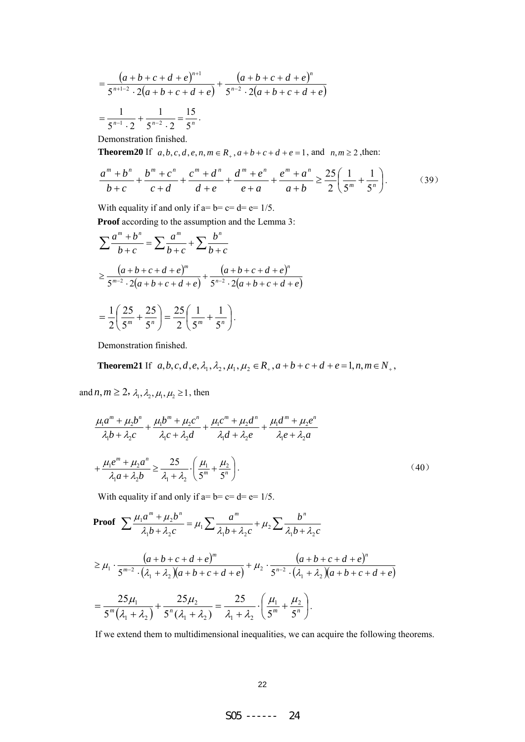$$
=\frac{(a+b+c+d+e)^{n+1}}{5^{n+1-2}\cdot 2(a+b+c+d+e)}+\frac{(a+b+c+d+e)^{n}}{5^{n-2}\cdot 2(a+b+c+d+e)}
$$

$$
=\frac{1}{5^{n-1}\cdot 2}+\frac{1}{5^{n-2}\cdot 2}=\frac{15}{5^{n}}.
$$

Demonstration finished.

**Theorem20** If $a,b,c,d,e,n,m\in R_{+}, a+b+c+d+e=1$, and $n,m\geq 2$ ,then:

$$
\frac{a^{m}+b^{n}}{b+c}+\frac{b^{m}+c^{n}}{c+d}+\frac{c^{m}+d^{n}}{d+e}+\frac{d^{m}+e^{n}}{e+a}+\frac{e^{m}+a^{n}}{a+b}\geq\frac{25}{2}\left(\frac{1}{5^{m}}+\frac{1}{5^{n}}\right). \tag{39}
$$

With equality if and only if a= b= c= d= e= 1/5.

**Proof** according to the assumption and the Lemma 3:

$$
\sum\frac{a^{m}+b^{n}}{b+c}=\sum\frac{a^{m}}{b+c}+\sum\frac{b^{n}}{b+c}
$$

$$
\geq\frac{(a+b+c+d+e)^{m}}{5^{m-2}\cdot 2(a+b+c+d+e)}+\frac{(a+b+c+d+e)^{n}}{5^{n-2}\cdot 2(a+b+c+d+e)}
$$

$$
=\frac{1}{2}\left(\frac{25}{5^{m}}+\frac{25}{5^{n}}\right)=\frac{25}{2}\left(\frac{1}{5^{m}}+\frac{1}{5^{n}}\right).
$$

Demonstration finished.

**Theorem21** If $a,b,c,d,e,\lambda_1,\lambda_2,\mu_1,\mu_2\in R_{+}, a+b+c+d+e=1, n,m\in N_{+}$,

and $n,m\geq 2$, $\lambda_1,\lambda_2,\mu_1,\mu_2\geq 1$, then

$$
\frac{\mu_1 a^{m}+\mu_2 b^{n}}{\lambda_1 b+\lambda_2 c}+\frac{\mu_1 b^{m}+\mu_2 c^{n}}{\lambda_1 c+\lambda_2 d}+\frac{\mu_1 c^{m}+\mu_2 d^{n}}{\lambda_1 d+\lambda_2 e}+\frac{\mu_1 d^{m}+\mu_2 e^{n}}{\lambda_1 e+\lambda_2 a}
$$

$$
+\frac{\mu_1 e^{m}+\mu_2 a^{n}}{\lambda_1 a+\lambda_2 b}\geq\frac{25}{\lambda_1+\lambda_2}\cdot\left(\frac{\mu_1}{5^{m}}+\frac{\mu_2}{5^{n}}\right). \tag{40}
$$

With equality if and only if a= b= c= d= e= 1/5.

**Proof** $\sum\frac{\mu_1 a^{m}+\mu_2 b^{n}}{\lambda_1 b+\lambda_2 c}=\mu_1\sum\frac{a^{m}}{\lambda_1 b+\lambda_2 c}+\mu_2\sum\frac{b^{n}}{\lambda_1 b+\lambda_2 c}$

$$
\geq\mu_1\cdot\frac{(a+b+c+d+e)^{m}}{5^{m-2}\cdot(\lambda_1+\lambda_2)(a+b+c+d+e)}+\mu_2\cdot\frac{(a+b+c+d+e)^{n}}{5^{n-2}\cdot(\lambda_1+\lambda_2)(a+b+c+d+e)}
$$

$$
=\frac{25\mu_1}{5^{m}(\lambda_1+\lambda_2)}+\frac{25\mu_2}{5^{n}(\lambda_1+\lambda_2)}=\frac{25}{\lambda_1+\lambda_2}\cdot\left(\frac{\mu_1}{5^{m}}+\frac{\mu_2}{5^{n}}\right).
$$

If we extend them to multidimensional inequalities, we can acquire the following theorems.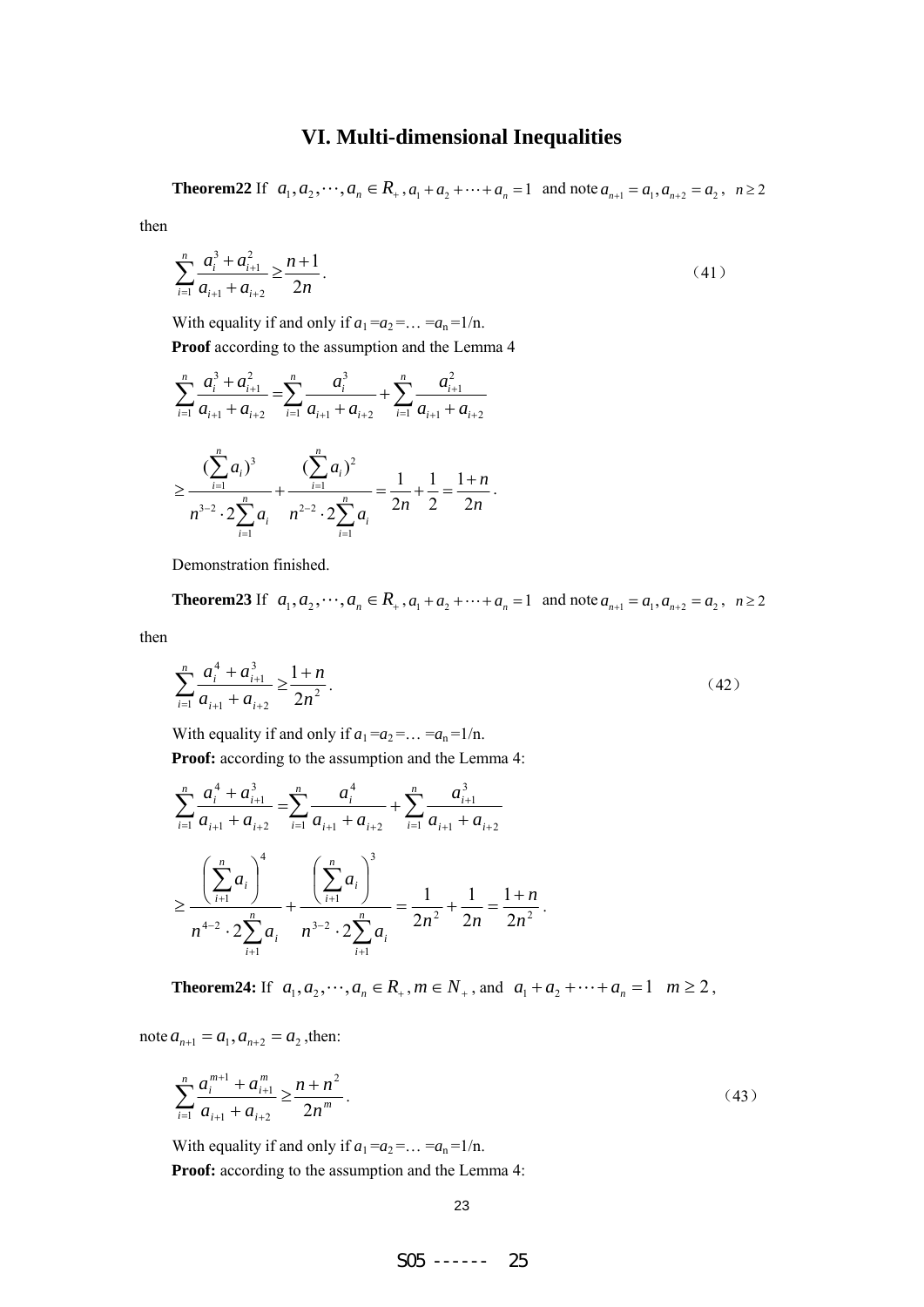## VI. Multi-dimensional Inequalities

**Theorem22** If $a_1, a_2, \cdots, a_n \in R_+, a_1 + a_2 + \cdots + a_n = 1$ and note $a_{n+1} = a_1, a_{n+2} = a_2$, $n \geq 2$ then

$$\sum_{i=1}^{n} \frac{a_i^3 + a_{i+1}^2}{a_{i+1} + a_{i+2}} \geq \frac{n+1}{2n}. \tag{41}$$

With equality if and only if $a_1 = a_2 = \ldots = a_n = 1/n$.

**Proof** according to the assumption and the Lemma 4

$$\sum_{i=1}^{n} \frac{a_i^3 + a_{i+1}^2}{a_{i+1} + a_{i+2}} = \sum_{i=1}^{n} \frac{a_i^3}{a_{i+1} + a_{i+2}} + \sum_{i=1}^{n} \frac{a_{i+1}^2}{a_{i+1} + a_{i+2}}$$

$$\geq \frac{(\sum_{i=1}^{n} a_i)^3}{n^{3-2} \cdot 2\sum_{i=1}^{n} a_i} + \frac{(\sum_{i=1}^{n} a_i)^2}{n^{2-2} \cdot 2\sum_{i=1}^{n} a_i} = \frac{1}{2n} + \frac{1}{2} = \frac{1+n}{2n}.$$

Demonstration finished.

**Theorem23** If $a_1, a_2, \cdots, a_n \in R_+, a_1 + a_2 + \cdots + a_n = 1$ and note $a_{n+1} = a_1, a_{n+2} = a_2$, $n \geq 2$ then

$$\sum_{i=1}^{n} \frac{a_i^4 + a_{i+1}^3}{a_{i+1} + a_{i+2}} \geq \frac{1+n}{2n^2}. \tag{42}$$

With equality if and only if $a_1 = a_2 = \ldots = a_n = 1/n$.

**Proof:** according to the assumption and the Lemma 4:

$$\sum_{i=1}^{n} \frac{a_i^4 + a_{i+1}^3}{a_{i+1} + a_{i+2}} = \sum_{i=1}^{n} \frac{a_i^4}{a_{i+1} + a_{i+2}} + \sum_{i=1}^{n} \frac{a_{i+1}^3}{a_{i+1} + a_{i+2}}$$

$$\geq \frac{\left(\sum_{i+1}^{n} a_i\right)^4}{n^{4-2} \cdot 2\sum_{i+1}^{n} a_i} + \frac{\left(\sum_{i+1}^{n} a_i\right)^3}{n^{3-2} \cdot 2\sum_{i+1}^{n} a_i} = \frac{1}{2n^2} + \frac{1}{2n} = \frac{1+n}{2n^2}.$$

**Theorem24:** If $a_1, a_2, \cdots, a_n \in R_+, m \in N_+$, and $a_1 + a_2 + \cdots + a_n = 1$ $m \geq 2$, note $a_{n+1} = a_1, a_{n+2} = a_2$, then:

$$\sum_{i=1}^{n} \frac{a_i^{m+1} + a_{i+1}^m}{a_{i+1} + a_{i+2}} \geq \frac{n+n^2}{2n^m}. \tag{43}$$

With equality if and only if $a_1 = a_2 = \ldots = a_n = 1/n$.

**Proof:** according to the assumption and the Lemma 4: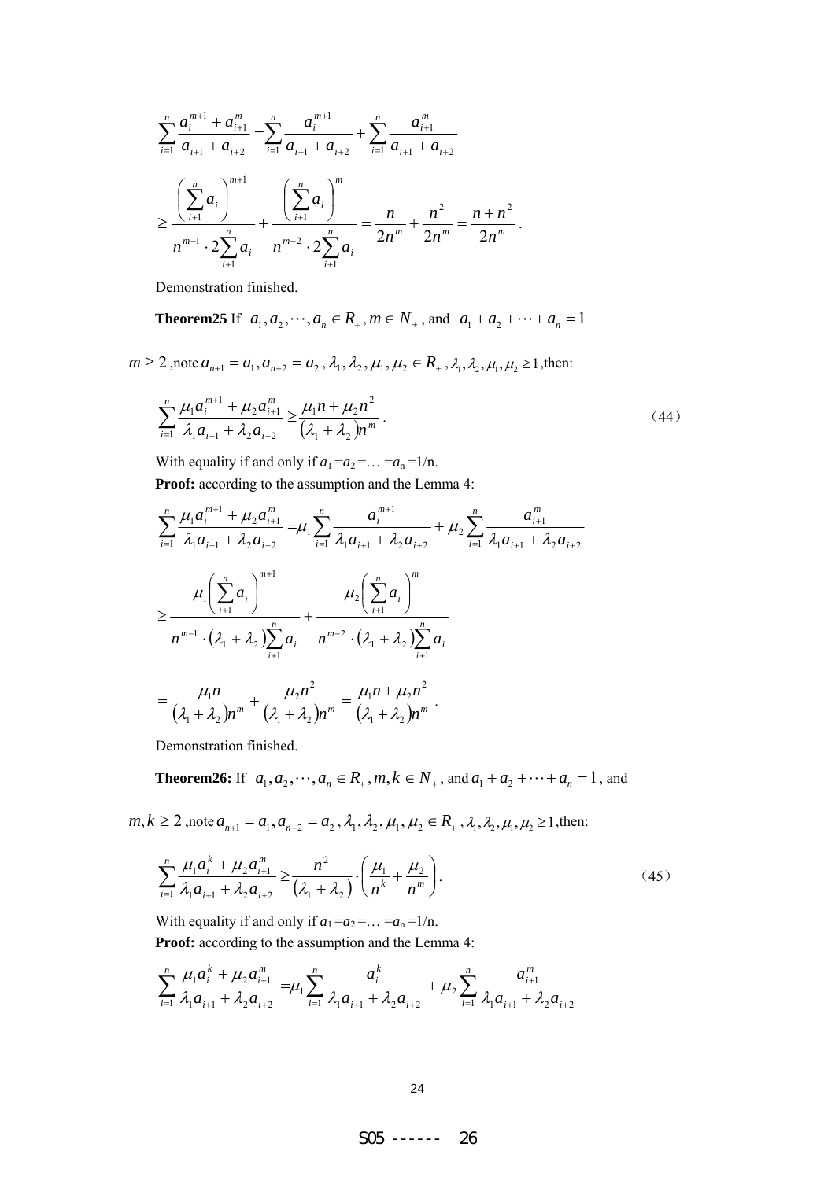$$\sum_{i=1}^{n}\frac{a_i^{m+1}+a_{i+1}^{m}}{a_{i+1}+a_{i+2}}=\sum_{i=1}^{n}\frac{a_i^{m+1}}{a_{i+1}+a_{i+2}}+\sum_{i=1}^{n}\frac{a_{i+1}^{m}}{a_{i+1}+a_{i+2}}$$

$$\geq\frac{\left(\sum_{i+1}^{n}a_i\right)^{m+1}}{n^{m-1}\cdot 2\sum_{i+1}^{n}a_i}+\frac{\left(\sum_{i+1}^{n}a_i\right)^{m}}{n^{m-2}\cdot 2\sum_{i+1}^{n}a_i}=\frac{n}{2n^m}+\frac{n^2}{2n^m}=\frac{n+n^2}{2n^m}.$$

Demonstration finished.

**Theorem25** If $a_1,a_2,\cdots,a_n\in R_+, m\in N_+$, and $a_1+a_2+\cdots+a_n=1$

$m\geq 2$ ,note $a_{n+1}=a_1, a_{n+2}=a_2$ , $\lambda_1,\lambda_2,\mu_1,\mu_2\in R_+$ , $\lambda_1,\lambda_2,\mu_1,\mu_2\geq 1$,then:

$$\sum_{i=1}^{n}\frac{\mu_1 a_i^{m+1}+\mu_2 a_{i+1}^{m}}{\lambda_1 a_{i+1}+\lambda_2 a_{i+2}}\geq\frac{\mu_1 n+\mu_2 n^2}{(\lambda_1+\lambda_2)n^m}. \tag{44}$$

With equality if and only if $a_1=a_2=\ldots=a_n=1/n$.

**Proof:** according to the assumption and the Lemma 4:

$$\sum_{i=1}^{n}\frac{\mu_1 a_i^{m+1}+\mu_2 a_{i+1}^{m}}{\lambda_1 a_{i+1}+\lambda_2 a_{i+2}}=\mu_1\sum_{i=1}^{n}\frac{a_i^{m+1}}{\lambda_1 a_{i+1}+\lambda_2 a_{i+2}}+\mu_2\sum_{i=1}^{n}\frac{a_{i+1}^{m}}{\lambda_1 a_{i+1}+\lambda_2 a_{i+2}}$$

$$\geq\frac{\mu_1\left(\sum_{i+1}^{n}a_i\right)^{m+1}}{n^{m-1}\cdot(\lambda_1+\lambda_2)\sum_{i+1}^{n}a_i}+\frac{\mu_2\left(\sum_{i+1}^{n}a_i\right)^{m}}{n^{m-2}\cdot(\lambda_1+\lambda_2)\sum_{i+1}^{n}a_i}$$

$$=\frac{\mu_1 n}{(\lambda_1+\lambda_2)n^m}+\frac{\mu_2 n^2}{(\lambda_1+\lambda_2)n^m}=\frac{\mu_1 n+\mu_2 n^2}{(\lambda_1+\lambda_2)n^m}.$$

Demonstration finished.

**Theorem26:** If $a_1,a_2,\cdots,a_n\in R_+, m,k\in N_+$, and $a_1+a_2+\cdots+a_n=1$, and

$m,k\geq 2$ ,note $a_{n+1}=a_1, a_{n+2}=a_2$ , $\lambda_1,\lambda_2,\mu_1,\mu_2\in R_+$ , $\lambda_1,\lambda_2,\mu_1,\mu_2\geq 1$,then:

$$\sum_{i=1}^{n}\frac{\mu_1 a_i^{k}+\mu_2 a_{i+1}^{m}}{\lambda_1 a_{i+1}+\lambda_2 a_{i+2}}\geq\frac{n^2}{(\lambda_1+\lambda_2)}\cdot\left(\frac{\mu_1}{n^k}+\frac{\mu_2}{n^m}\right). \tag{45}$$

With equality if and only if $a_1=a_2=\ldots=a_n=1/n$.

**Proof:** according to the assumption and the Lemma 4:

$$\sum_{i=1}^{n}\frac{\mu_1 a_i^{k}+\mu_2 a_{i+1}^{m}}{\lambda_1 a_{i+1}+\lambda_2 a_{i+2}}=\mu_1\sum_{i=1}^{n}\frac{a_i^{k}}{\lambda_1 a_{i+1}+\lambda_2 a_{i+2}}+\mu_2\sum_{i=1}^{n}\frac{a_{i+1}^{m}}{\lambda_1 a_{i+1}+\lambda_2 a_{i+2}}$$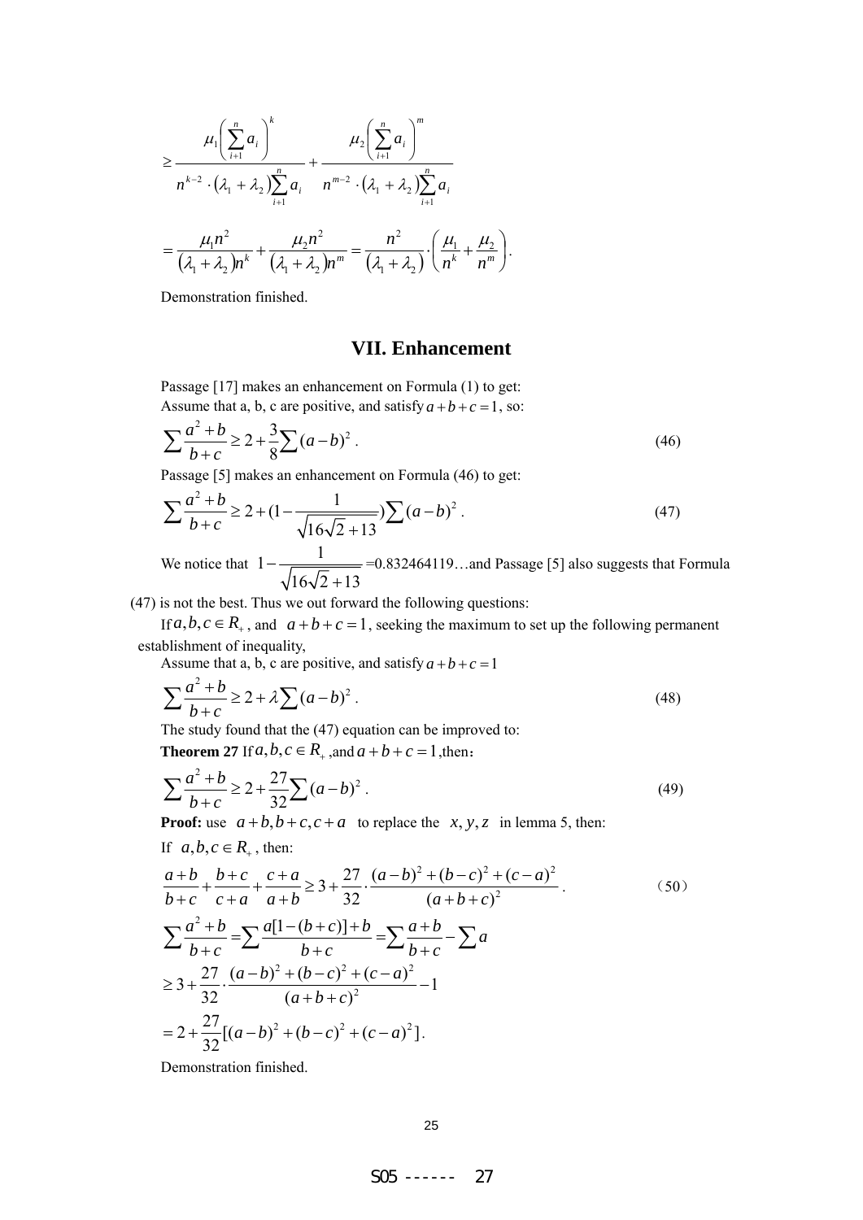$$\geq \frac{\mu_1\left(\sum_{i+1}^{n} a_i\right)^k}{n^{k-2}\cdot(\lambda_1+\lambda_2)\sum_{i+1}^{n} a_i} + \frac{\mu_2\left(\sum_{i+1}^{n} a_i\right)^m}{n^{m-2}\cdot(\lambda_1+\lambda_2)\sum_{i+1}^{n} a_i}$$

$$= \frac{\mu_1 n^2}{(\lambda_1+\lambda_2)n^k} + \frac{\mu_2 n^2}{(\lambda_1+\lambda_2)n^m} = \frac{n^2}{(\lambda_1+\lambda_2)}\cdot\left(\frac{\mu_1}{n^k}+\frac{\mu_2}{n^m}\right).$$

Demonstration finished.

## VII. Enhancement

Passage [17] makes an enhancement on Formula (1) to get:

Assume that a, b, c are positive, and satisfy $a+b+c=1$, so:

$$\sum\frac{a^2+b}{b+c} \geq 2+\frac{3}{8}\sum(a-b)^2 . \tag{46}$$

Passage [5] makes an enhancement on Formula (46) to get:

$$\sum\frac{a^2+b}{b+c} \geq 2+(1-\frac{1}{\sqrt{16\sqrt{2}+13}})\sum(a-b)^2 . \tag{47}$$

We notice that $1-\frac{1}{\sqrt{16\sqrt{2}+13}}$ =0.832464119…and Passage [5] also suggests that Formula (47) is not the best. Thus we out forward the following questions:

If $a,b,c \in R_+$, and $a+b+c=1$, seeking the maximum to set up the following permanent establishment of inequality,

Assume that a, b, c are positive, and satisfy $a+b+c=1$

$$\sum\frac{a^2+b}{b+c} \geq 2+\lambda\sum(a-b)^2 . \tag{48}$$

The study found that the (47) equation can be improved to:

**Theorem 27** If $a,b,c \in R_+$ ,and $a+b+c=1$,then：

$$\sum\frac{a^2+b}{b+c} \geq 2+\frac{27}{32}\sum(a-b)^2 . \tag{49}$$

**Proof:** use $a+b, b+c, c+a$ to replace the $x, y, z$ in lemma 5, then:

If $a,b,c \in R_+$, then:

$$\frac{a+b}{b+c}+\frac{b+c}{c+a}+\frac{c+a}{a+b} \geq 3+\frac{27}{32}\cdot\frac{(a-b)^2+(b-c)^2+(c-a)^2}{(a+b+c)^2} . \tag{50}$$

$$\sum\frac{a^2+b}{b+c} = \sum\frac{a[1-(b+c)]+b}{b+c} = \sum\frac{a+b}{b+c} - \sum a$$

$$\geq 3+\frac{27}{32}\cdot\frac{(a-b)^2+(b-c)^2+(c-a)^2}{(a+b+c)^2} - 1$$

$$= 2+\frac{27}{32}[(a-b)^2+(b-c)^2+(c-a)^2].$$

Demonstration finished.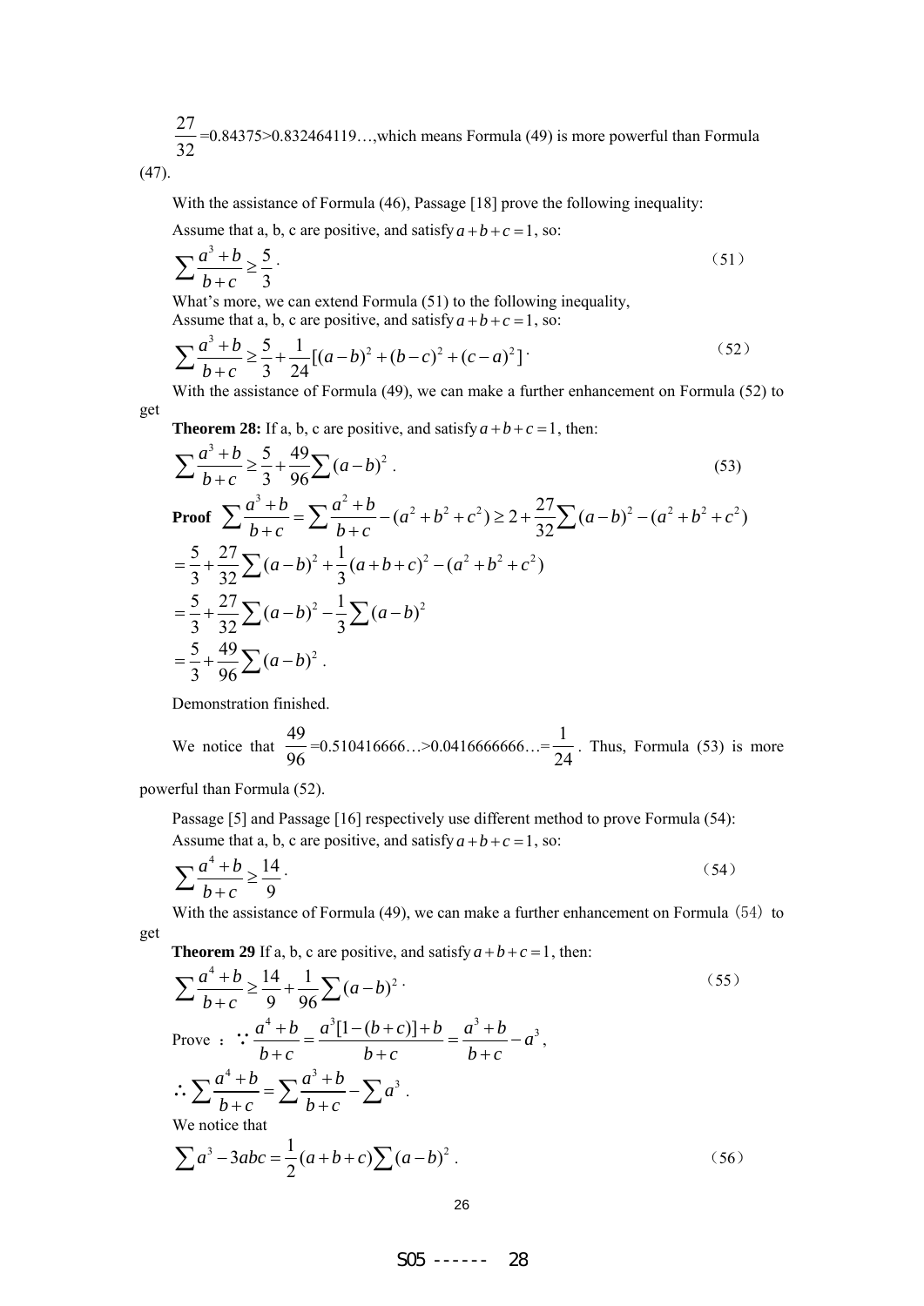$\frac{27}{32}$=0.84375>0.832464119…,which means Formula (49) is more powerful than Formula (47).

With the assistance of Formula (46), Passage [18] prove the following inequality:

Assume that a, b, c are positive, and satisfy $a+b+c=1$, so:

$$\sum\frac{a^3+b}{b+c}\geq\frac{5}{3}\cdot \tag{51}$$

What's more, we can extend Formula (51) to the following inequality,

Assume that a, b, c are positive, and satisfy $a+b+c=1$, so:

$$\sum\frac{a^3+b}{b+c}\geq\frac{5}{3}+\frac{1}{24}[(a-b)^2+(b-c)^2+(c-a)^2]\cdot \tag{52}$$

With the assistance of Formula (49), we can make a further enhancement on Formula (52) to get

**Theorem 28:** If a, b, c are positive, and satisfy $a+b+c=1$, then:

$$\sum\frac{a^3+b}{b+c}\geq\frac{5}{3}+\frac{49}{96}\sum(a-b)^2\ . \tag{53}$$

**Proof** $\sum\frac{a^3+b}{b+c}=\sum\frac{a^2+b}{b+c}-(a^2+b^2+c^2)\geq 2+\frac{27}{32}\sum(a-b)^2-(a^2+b^2+c^2)$

$$=\frac{5}{3}+\frac{27}{32}\sum(a-b)^2+\frac{1}{3}(a+b+c)^2-(a^2+b^2+c^2)$$

$$=\frac{5}{3}+\frac{27}{32}\sum(a-b)^2-\frac{1}{3}\sum(a-b)^2$$

$$=\frac{5}{3}+\frac{49}{96}\sum(a-b)^2\ .$$

Demonstration finished.

We notice that $\frac{49}{96}$=0.510416666…>0.0416666666…=$\frac{1}{24}$. Thus, Formula (53) is more powerful than Formula (52).

Passage [5] and Passage [16] respectively use different method to prove Formula (54):

Assume that a, b, c are positive, and satisfy $a+b+c=1$, so:

$$\sum\frac{a^4+b}{b+c}\geq\frac{14}{9}\cdot \tag{54}$$

With the assistance of Formula (49), we can make a further enhancement on Formula（54）to get

**Theorem 29** If a, b, c are positive, and satisfy $a+b+c=1$, then:

$$\sum\frac{a^4+b}{b+c}\geq\frac{14}{9}+\frac{1}{96}\sum(a-b)^2\cdot \tag{55}$$

Prove ： $\because\frac{a^4+b}{b+c}=\frac{a^3[1-(b+c)]+b}{b+c}=\frac{a^3+b}{b+c}-a^3$,

$$\therefore\sum\frac{a^4+b}{b+c}=\sum\frac{a^3+b}{b+c}-\sum a^3\ .$$

We notice that

$$\sum a^3-3abc=\frac{1}{2}(a+b+c)\sum(a-b)^2\ . \tag{56}$$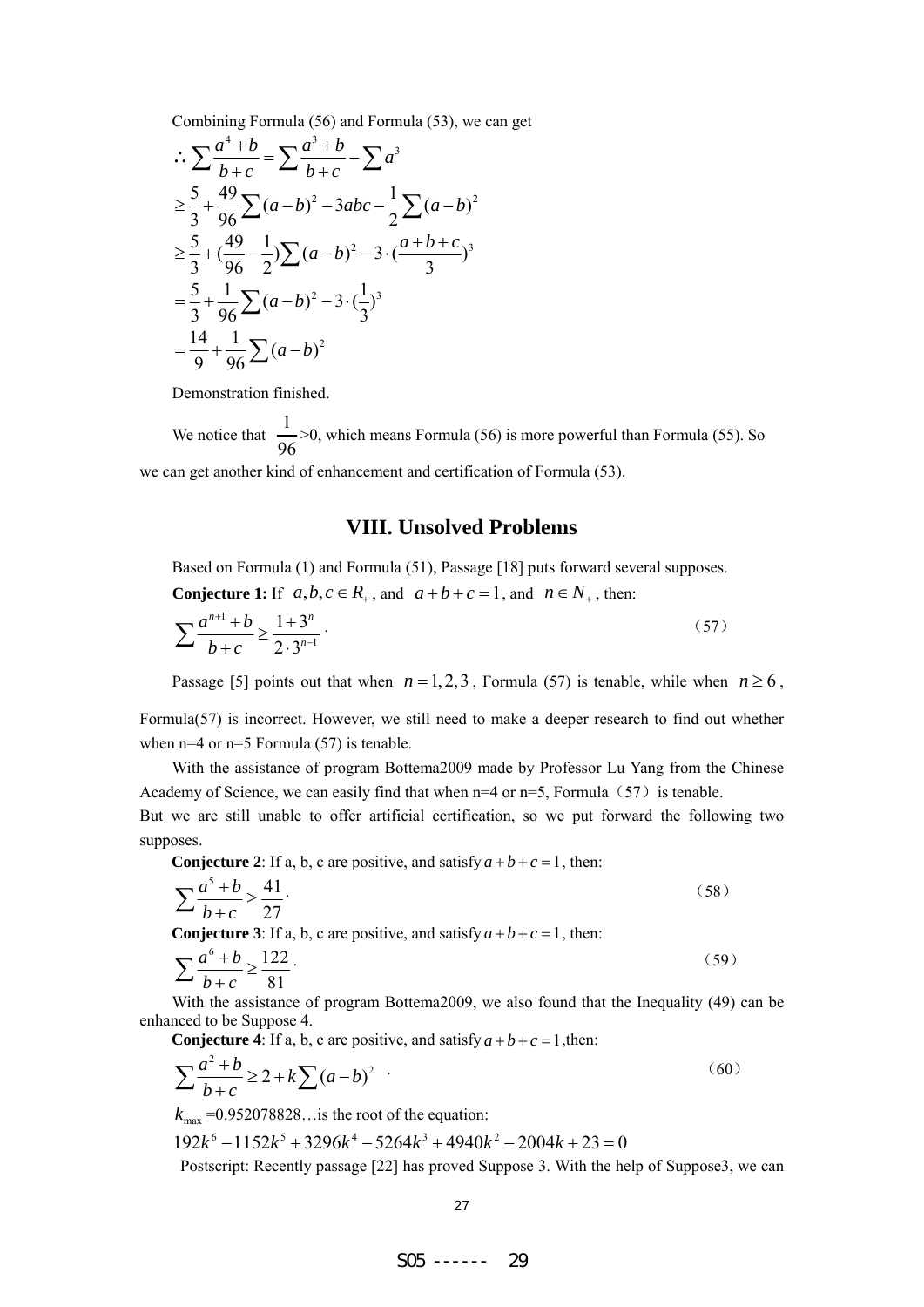Combining Formula (56) and Formula (53), we can get

$$
\begin{aligned}
\therefore \sum \frac{a^4+b}{b+c} &= \sum \frac{a^3+b}{b+c} - \sum a^3 \\
&\geq \frac{5}{3} + \frac{49}{96}\sum (a-b)^2 - 3abc - \frac{1}{2}\sum (a-b)^2 \\
&\geq \frac{5}{3} + (\frac{49}{96} - \frac{1}{2})\sum (a-b)^2 - 3\cdot(\frac{a+b+c}{3})^3 \\
&= \frac{5}{3} + \frac{1}{96}\sum (a-b)^2 - 3\cdot(\frac{1}{3})^3 \\
&= \frac{14}{9} + \frac{1}{96}\sum (a-b)^2
\end{aligned}
$$

Demonstration finished.

We notice that $\frac{1}{96}>0$, which means Formula (56) is more powerful than Formula (55). So we can get another kind of enhancement and certification of Formula (53).

## VIII. Unsolved Problems

Based on Formula (1) and Formula (51), Passage [18] puts forward several supposes.

**Conjecture 1:** If $a,b,c \in R_+$, and $a+b+c=1$, and $n \in N_+$, then:

$$
\sum \frac{a^{n+1}+b}{b+c} \geq \frac{1+3^n}{2\cdot 3^{n-1}}. \tag{57}
$$

Passage [5] points out that when $n=1,2,3$, Formula (57) is tenable, while when $n \geq 6$, Formula(57) is incorrect. However, we still need to make a deeper research to find out whether when n=4 or n=5 Formula (57) is tenable.

With the assistance of program Bottema2009 made by Professor Lu Yang from the Chinese Academy of Science, we can easily find that when n=4 or n=5, Formula（57）is tenable.
But we are still unable to offer artificial certification, so we put forward the following two supposes.

**Conjecture 2**: If a, b, c are positive, and satisfy $a+b+c=1$, then:

$$
\sum \frac{a^5+b}{b+c} \geq \frac{41}{27}. \tag{58}
$$

**Conjecture 3**: If a, b, c are positive, and satisfy $a+b+c=1$, then:

$$
\sum \frac{a^6+b}{b+c} \geq \frac{122}{81}. \tag{59}
$$

With the assistance of program Bottema2009, we also found that the Inequality (49) can be enhanced to be Suppose 4.

**Conjecture 4**: If a, b, c are positive, and satisfy $a+b+c=1$,then:

$$
\sum \frac{a^2+b}{b+c} \geq 2 + k\sum (a-b)^2 \tag{60}
$$

$k_{\max}$ =0.952078828…is the root of the equation:

$$
192k^6 - 1152k^5 + 3296k^4 - 5264k^3 + 4940k^2 - 2004k + 23 = 0
$$

Postscript: Recently passage [22] has proved Suppose 3. With the help of Suppose3, we can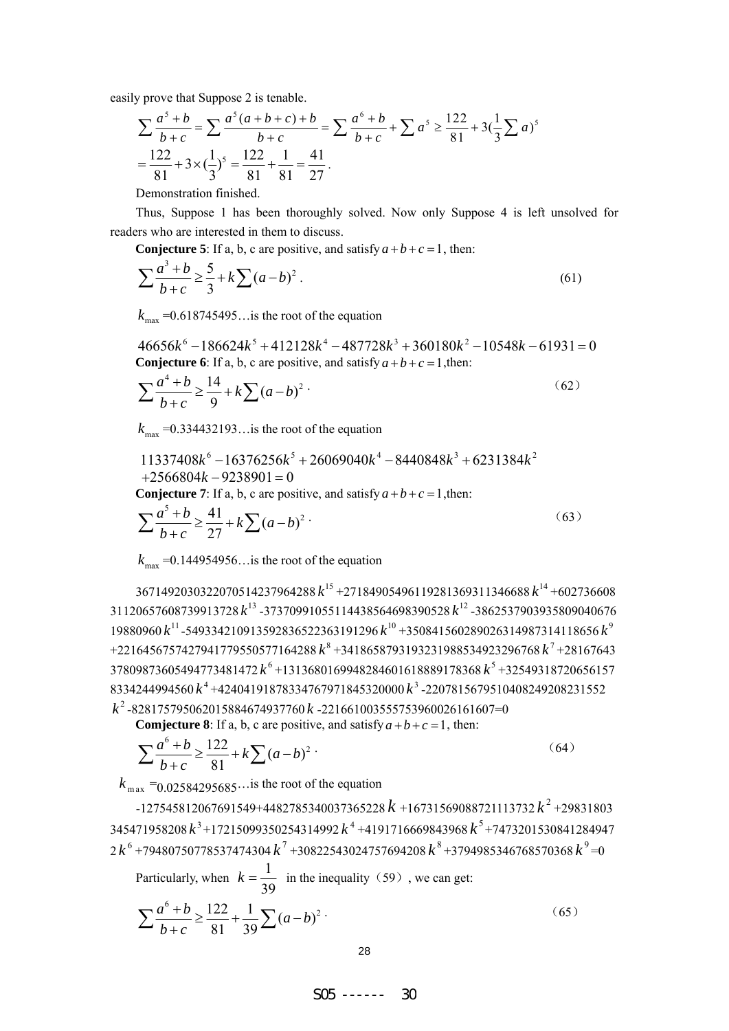easily prove that Suppose 2 is tenable.

$$\sum \frac{a^5+b}{b+c} = \sum \frac{a^5(a+b+c)+b}{b+c} = \sum \frac{a^6+b}{b+c} + \sum a^5 \ge \frac{122}{81} + 3\left(\frac{1}{3}\sum a\right)^5$$
$$= \frac{122}{81} + 3\times\left(\frac{1}{3}\right)^5 = \frac{122}{81} + \frac{1}{81} = \frac{41}{27}.$$

Demonstration finished.

Thus, Suppose 1 has been thoroughly solved. Now only Suppose 4 is left unsolved for readers who are interested in them to discuss.

**Conjecture 5**: If a, b, c are positive, and satisfy $a+b+c=1$, then:

$$\sum \frac{a^3+b}{b+c} \ge \frac{5}{3} + k\sum (a-b)^2. \tag{61}$$

$k_{\max}$ =0.618745495…is the root of the equation

$$46656k^6 - 186624k^5 + 412128k^4 - 487728k^3 + 360180k^2 - 10548k - 61931 = 0$$

**Conjecture 6**: If a, b, c are positive, and satisfy $a+b+c=1$,then:

$$\sum \frac{a^4+b}{b+c} \ge \frac{14}{9} + k\sum (a-b)^2. \tag{62}$$

$k_{\max}$ =0.334432193…is the root of the equation

$$11337408k^6 - 16376256k^5 + 26069040k^4 - 8440848k^3 + 6231384k^2 + 2566804k - 9238901 = 0$$

**Conjecture 7**: If a, b, c are positive, and satisfy $a+b+c=1$,then:

$$\sum \frac{a^5+b}{b+c} \ge \frac{41}{27} + k\sum (a-b)^2. \tag{63}$$

$k_{\max}$ =0.144954956…is the root of the equation

$36714920303220705142379642888\,k^{15}$ +27184905496119281369311346688 $k^{14}$ +60273660831120657608739913728 $k^{13}$ -37370991055114438564698390528 $k^{12}$ -386253790393580904067619880960 $k^{11}$ -549334210913592836522363191296 $k^{10}$ +350841560289026314987314118656 $k^{9}$ +2216456757427941779550577164288 $k^{8}$ +341865879319323198853492329676 8 $k^{7}$ +2816764337809873605494773481472 $k^{6}$ +131368016994828460161888917836 8 $k^{5}$ +325493187206561578334244994560 $k^{4}$ +42404191878334767971845320000 $k^{3}$ -22078156795104082492082315 52 $k^{2}$ -828175795062015884674937760 $k$ -22166100355575396002616160 7=0

**Comjecture 8**: If a, b, c are positive, and satisfy $a+b+c=1$, then:

$$\sum \frac{a^6+b}{b+c} \ge \frac{122}{81} + k\sum (a-b)^2. \tag{64}$$

$k_{\max}$ =0.02584295685…is the root of the equation

-127545812067691549+4482785340037365228 $k$ +16731569088721113732 $k^2$ +29831803345471958208 $k^3$ +17215099350254314992 $k^4$ +4191716669843968 $k^5$ +74732015308412849472 $k^6$ +79480750778537474304 $k^7$ +30822543024757694208 $k^8$ +3794985346768570368 $k^9$=0

Particularly, when $k = \frac{1}{39}$ in the inequality（59）, we can get:

$$\sum \frac{a^6+b}{b+c} \ge \frac{122}{81} + \frac{1}{39}\sum (a-b)^2. \tag{65}$$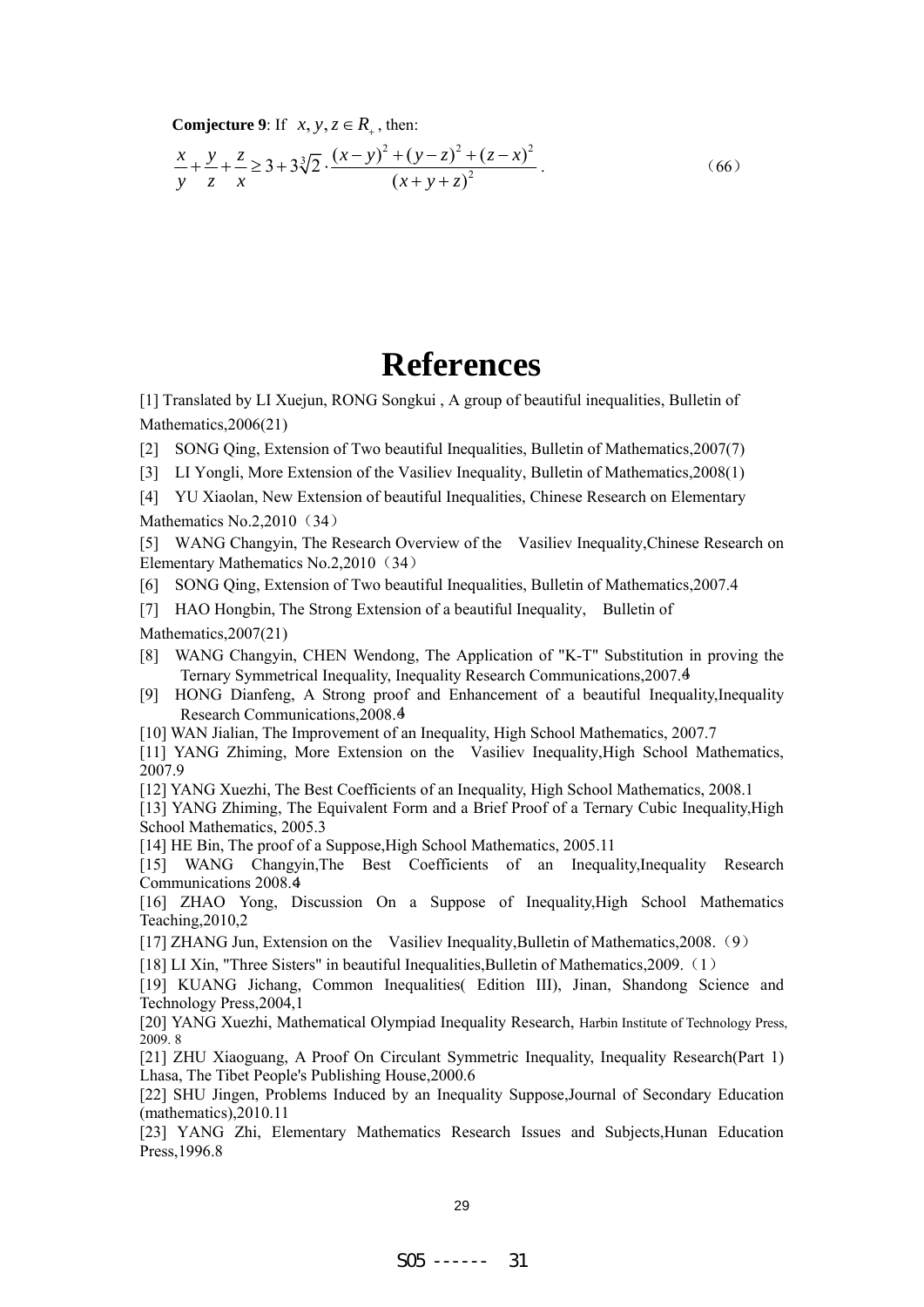**Comjecture 9**: If $x, y, z \in R_+$, then:

$$\frac{x}{y}+\frac{y}{z}+\frac{z}{x} \geq 3+3\sqrt[3]{2} \cdot \frac{(x-y)^2+(y-z)^2+(z-x)^2}{(x+y+z)^2}. \qquad (66)$$

# References

[1] Translated by LI Xuejun, RONG Songkui , A group of beautiful inequalities, Bulletin of Mathematics,2006(21)

[2] SONG Qing, Extension of Two beautiful Inequalities, Bulletin of Mathematics,2007(7)

[3] LI Yongli, More Extension of the Vasiliev Inequality, Bulletin of Mathematics,2008(1)

[4] YU Xiaolan, New Extension of beautiful Inequalities, Chinese Research on Elementary Mathematics No.2,2010（34）

[5] WANG Changyin, The Research Overview of the Vasiliev Inequality,Chinese Research on Elementary Mathematics No.2,2010（34）

[6] SONG Qing, Extension of Two beautiful Inequalities, Bulletin of Mathematics,2007.4

[7] HAO Hongbin, The Strong Extension of a beautiful Inequality, Bulletin of Mathematics,2007(21)

[8] WANG Changyin, CHEN Wendong, The Application of "K-T" Substitution in proving the Ternary Symmetrical Inequality, Inequality Research Communications,2007.4

[9] HONG Dianfeng, A Strong proof and Enhancement of a beautiful Inequality,Inequality Research Communications,2008.4

[10] WAN Jialian, The Improvement of an Inequality, High School Mathematics, 2007.7

[11] YANG Zhiming, More Extension on the Vasiliev Inequality,High School Mathematics, 2007.9

[12] YANG Xuezhi, The Best Coefficients of an Inequality, High School Mathematics, 2008.1

[13] YANG Zhiming, The Equivalent Form and a Brief Proof of a Ternary Cubic Inequality,High School Mathematics, 2005.3

[14] HE Bin, The proof of a Suppose,High School Mathematics, 2005.11

[15] WANG Changyin,The Best Coefficients of an Inequality,Inequality Research Communications 2008.4

[16] ZHAO Yong, Discussion On a Suppose of Inequality,High School Mathematics Teaching,2010,2

[17] ZHANG Jun, Extension on the Vasiliev Inequality,Bulletin of Mathematics,2008.（9）

[18] LI Xin, "Three Sisters" in beautiful Inequalities,Bulletin of Mathematics,2009.（1）

[19] KUANG Jichang, Common Inequalities( Edition III), Jinan, Shandong Science and Technology Press,2004,1

[20] YANG Xuezhi, Mathematical Olympiad Inequality Research, Harbin Institute of Technology Press, 2009. 8

[21] ZHU Xiaoguang, A Proof On Circulant Symmetric Inequality, Inequality Research(Part 1) Lhasa, The Tibet People's Publishing House,2000.6

[22] SHU Jingen, Problems Induced by an Inequality Suppose,Journal of Secondary Education (mathematics),2010.11

[23] YANG Zhi, Elementary Mathematics Research Issues and Subjects,Hunan Education Press,1996.8